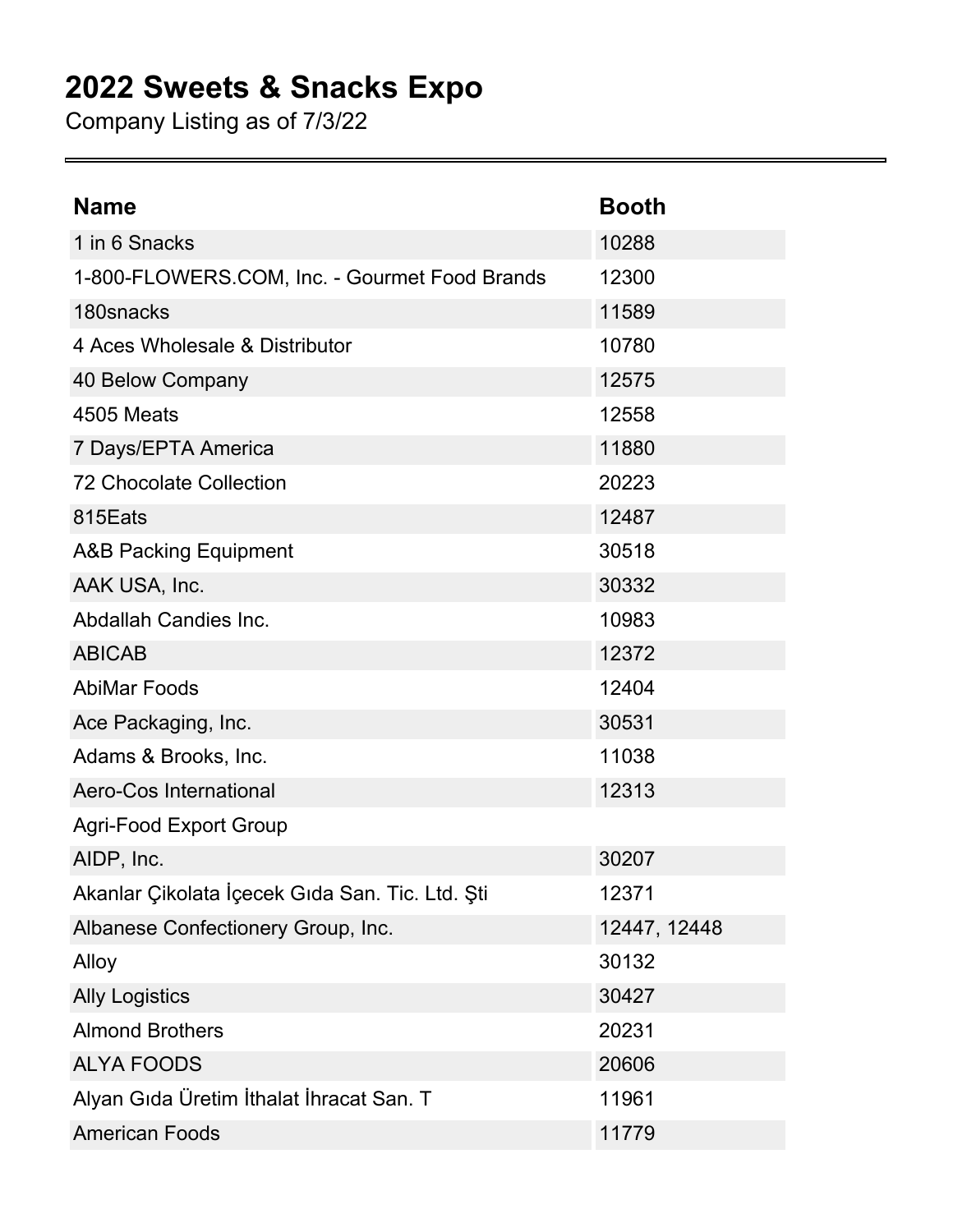# 2022 Sweets & Snacks Expo

Company Listing as of 7/3/22

| Name | Booth |
| --- | --- |
| 1 in 6 Snacks | 10288 |
| 1-800-FLOWERS.COM, Inc. - Gourmet Food Brands | 12300 |
| 180snacks | 11589 |
| 4 Aces Wholesale & Distributor | 10780 |
| 40 Below Company | 12575 |
| 4505 Meats | 12558 |
| 7 Days/EPTA America | 11880 |
| 72 Chocolate Collection | 20223 |
| 815Eats | 12487 |
| A&B Packing Equipment | 30518 |
| AAK USA, Inc. | 30332 |
| Abdallah Candies Inc. | 10983 |
| ABICAB | 12372 |
| AbiMar Foods | 12404 |
| Ace Packaging, Inc. | 30531 |
| Adams & Brooks, Inc. | 11038 |
| Aero-Cos International | 12313 |
| Agri-Food Export Group | |
| AIDP, Inc. | 30207 |
| Akanlar Çikolata İçecek Gıda San. Tic. Ltd. Şti | 12371 |
| Albanese Confectionery Group, Inc. | 12447, 12448 |
| Alloy | 30132 |
| Ally Logistics | 30427 |
| Almond Brothers | 20231 |
| ALYA FOODS | 20606 |
| Alyan Gıda Üretim İthalat İhracat San. T | 11961 |
| American Foods | 11779 |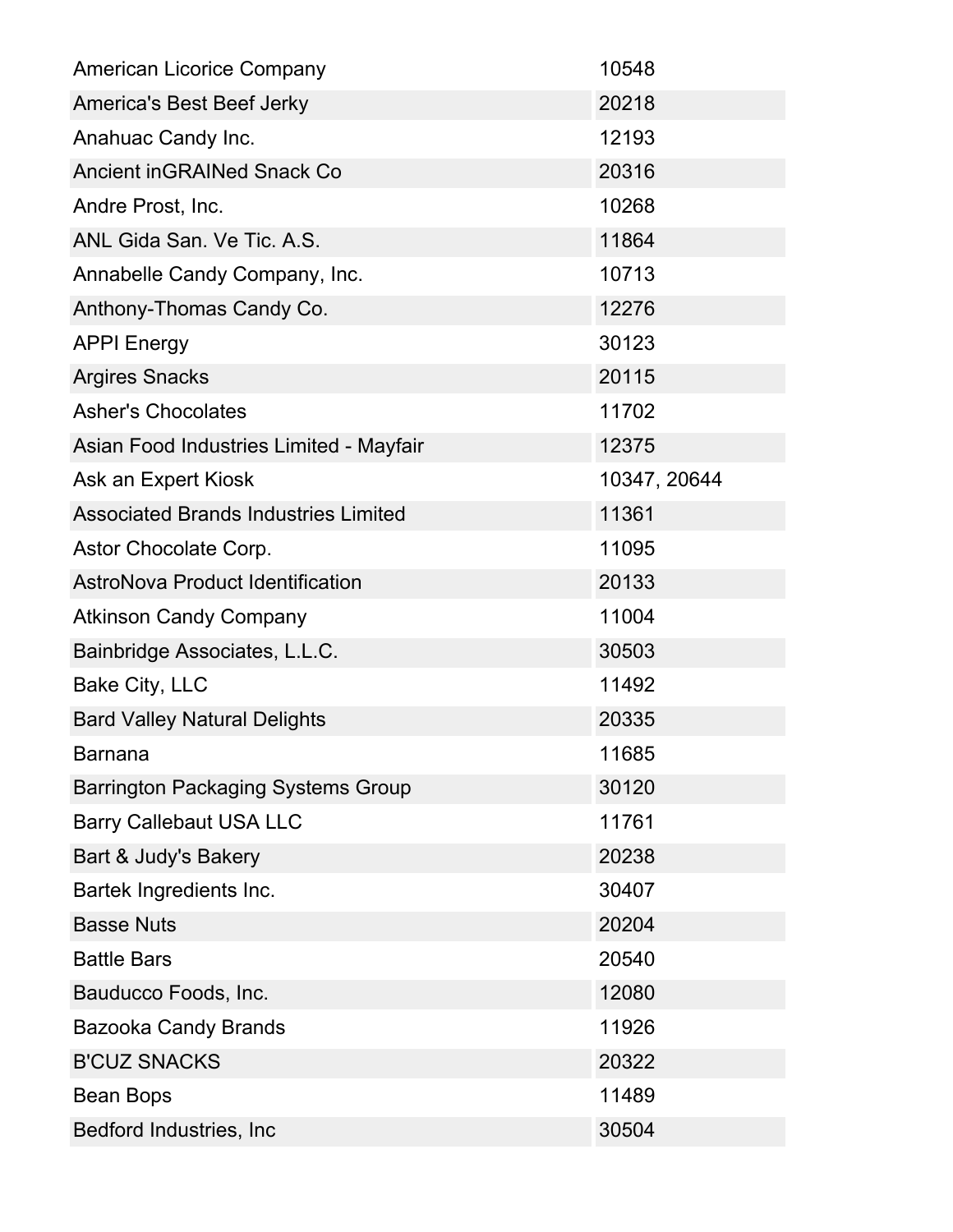| | |
|---|---|
| American Licorice Company | 10548 |
| America's Best Beef Jerky | 20218 |
| Anahuac Candy Inc. | 12193 |
| Ancient inGRAINed Snack Co | 20316 |
| Andre Prost, Inc. | 10268 |
| ANL Gida San. Ve Tic. A.S. | 11864 |
| Annabelle Candy Company, Inc. | 10713 |
| Anthony-Thomas Candy Co. | 12276 |
| APPI Energy | 30123 |
| Argires Snacks | 20115 |
| Asher's Chocolates | 11702 |
| Asian Food Industries Limited - Mayfair | 12375 |
| Ask an Expert Kiosk | 10347, 20644 |
| Associated Brands Industries Limited | 11361 |
| Astor Chocolate Corp. | 11095 |
| AstroNova Product Identification | 20133 |
| Atkinson Candy Company | 11004 |
| Bainbridge Associates, L.L.C. | 30503 |
| Bake City, LLC | 11492 |
| Bard Valley Natural Delights | 20335 |
| Barnana | 11685 |
| Barrington Packaging Systems Group | 30120 |
| Barry Callebaut USA LLC | 11761 |
| Bart & Judy's Bakery | 20238 |
| Bartek Ingredients Inc. | 30407 |
| Basse Nuts | 20204 |
| Battle Bars | 20540 |
| Bauducco Foods, Inc. | 12080 |
| Bazooka Candy Brands | 11926 |
| B'CUZ SNACKS | 20322 |
| Bean Bops | 11489 |
| Bedford Industries, Inc | 30504 |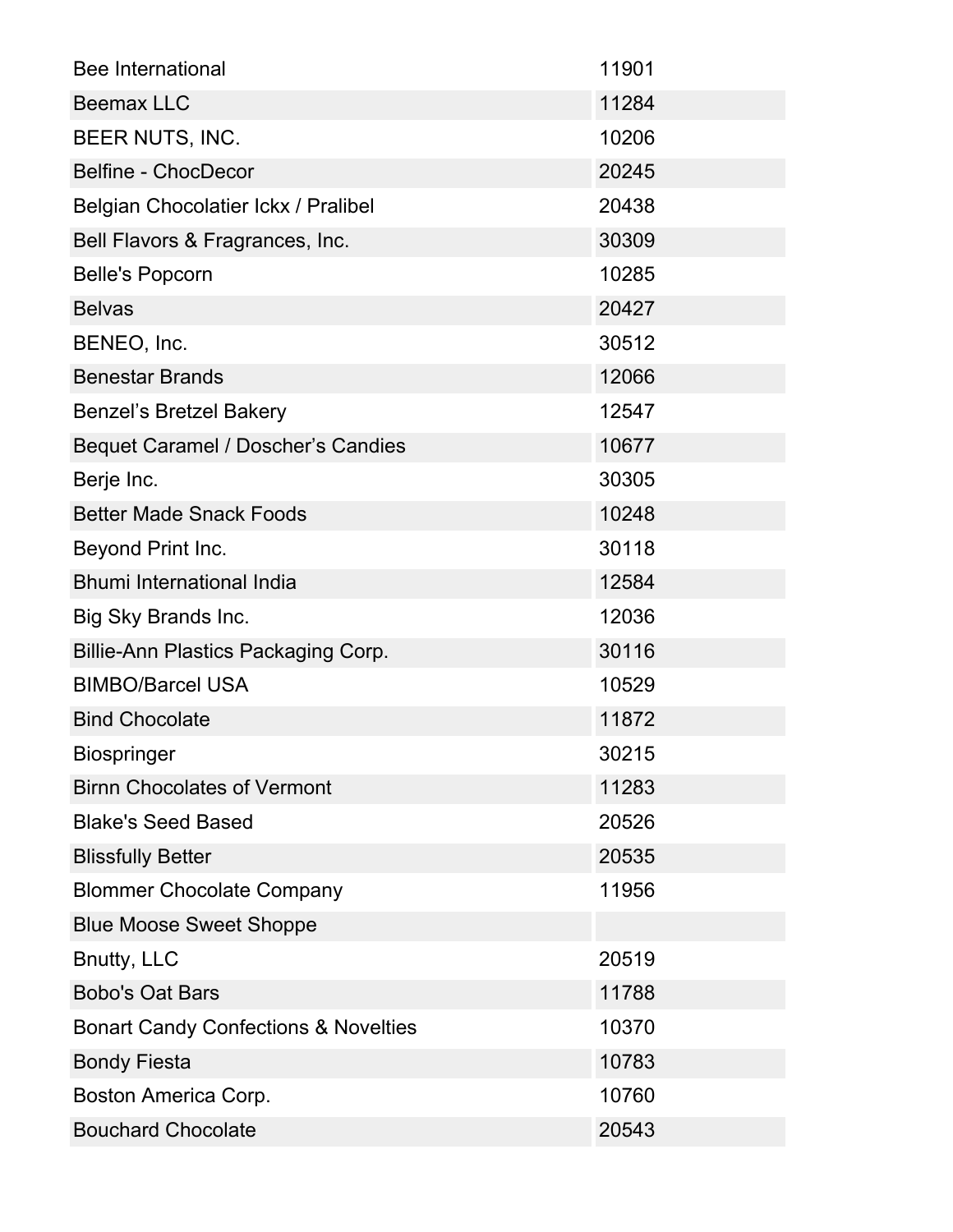| | |
|---|---|
| Bee International | 11901 |
| Beemax LLC | 11284 |
| BEER NUTS, INC. | 10206 |
| Belfine - ChocDecor | 20245 |
| Belgian Chocolatier Ickx / Pralibel | 20438 |
| Bell Flavors & Fragrances, Inc. | 30309 |
| Belle's Popcorn | 10285 |
| Belvas | 20427 |
| BENEO, Inc. | 30512 |
| Benestar Brands | 12066 |
| Benzel's Bretzel Bakery | 12547 |
| Bequet Caramel / Doscher's Candies | 10677 |
| Berje Inc. | 30305 |
| Better Made Snack Foods | 10248 |
| Beyond Print Inc. | 30118 |
| Bhumi International India | 12584 |
| Big Sky Brands Inc. | 12036 |
| Billie-Ann Plastics Packaging Corp. | 30116 |
| BIMBO/Barcel USA | 10529 |
| Bind Chocolate | 11872 |
| Biospringer | 30215 |
| Birnn Chocolates of Vermont | 11283 |
| Blake's Seed Based | 20526 |
| Blissfully Better | 20535 |
| Blommer Chocolate Company | 11956 |
| Blue Moose Sweet Shoppe | |
| Bnutty, LLC | 20519 |
| Bobo's Oat Bars | 11788 |
| Bonart Candy Confections & Novelties | 10370 |
| Bondy Fiesta | 10783 |
| Boston America Corp. | 10760 |
| Bouchard Chocolate | 20543 |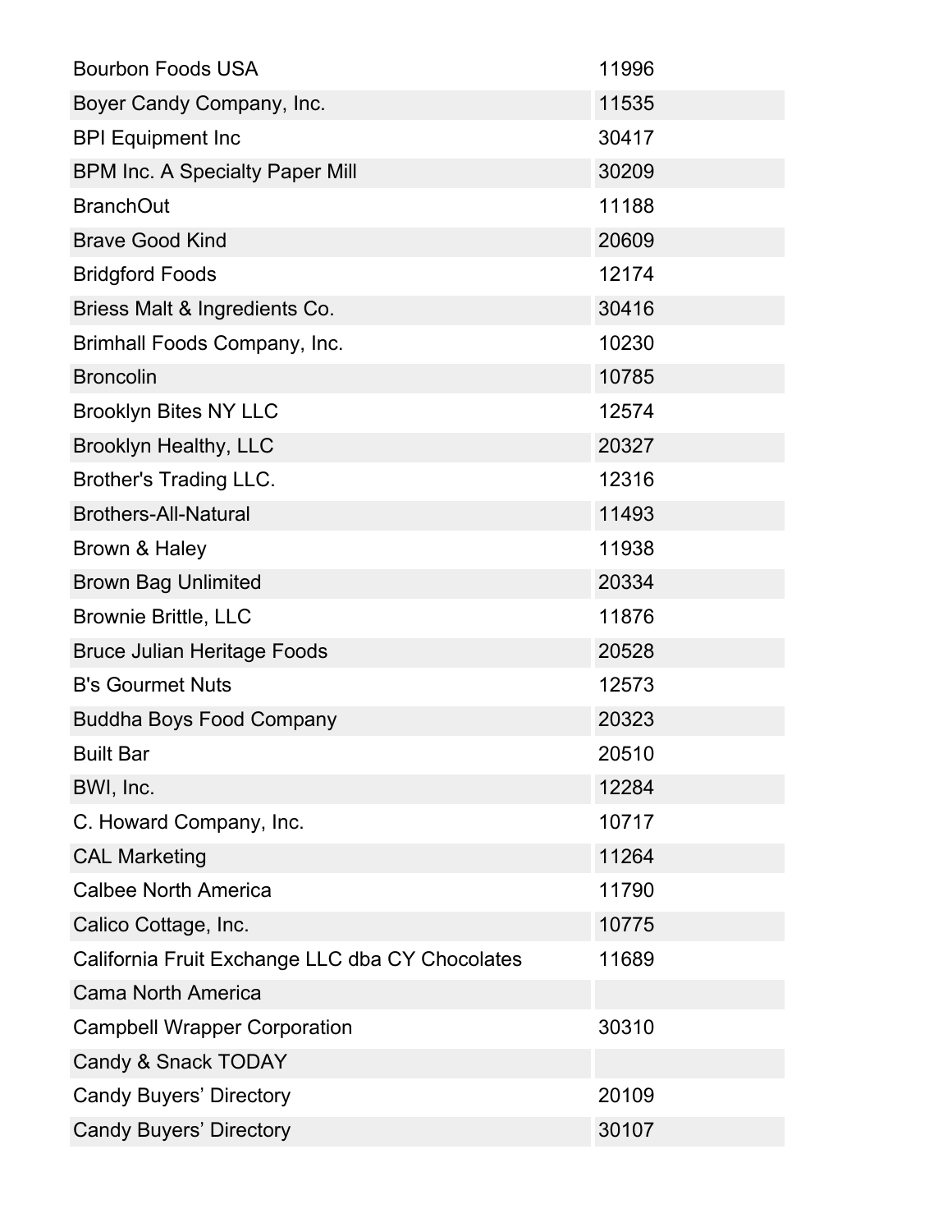| | |
|---|---|
| Bourbon Foods USA | 11996 |
| Boyer Candy Company, Inc. | 11535 |
| BPI Equipment Inc | 30417 |
| BPM Inc. A Specialty Paper Mill | 30209 |
| BranchOut | 11188 |
| Brave Good Kind | 20609 |
| Bridgford Foods | 12174 |
| Briess Malt & Ingredients Co. | 30416 |
| Brimhall Foods Company, Inc. | 10230 |
| Broncolin | 10785 |
| Brooklyn Bites NY LLC | 12574 |
| Brooklyn Healthy, LLC | 20327 |
| Brother's Trading LLC. | 12316 |
| Brothers-All-Natural | 11493 |
| Brown & Haley | 11938 |
| Brown Bag Unlimited | 20334 |
| Brownie Brittle, LLC | 11876 |
| Bruce Julian Heritage Foods | 20528 |
| B's Gourmet Nuts | 12573 |
| Buddha Boys Food Company | 20323 |
| Built Bar | 20510 |
| BWI, Inc. | 12284 |
| C. Howard Company, Inc. | 10717 |
| CAL Marketing | 11264 |
| Calbee North America | 11790 |
| Calico Cottage, Inc. | 10775 |
| California Fruit Exchange LLC dba CY Chocolates | 11689 |
| Cama North America | |
| Campbell Wrapper Corporation | 30310 |
| Candy & Snack TODAY | |
| Candy Buyers' Directory | 20109 |
| Candy Buyers' Directory | 30107 |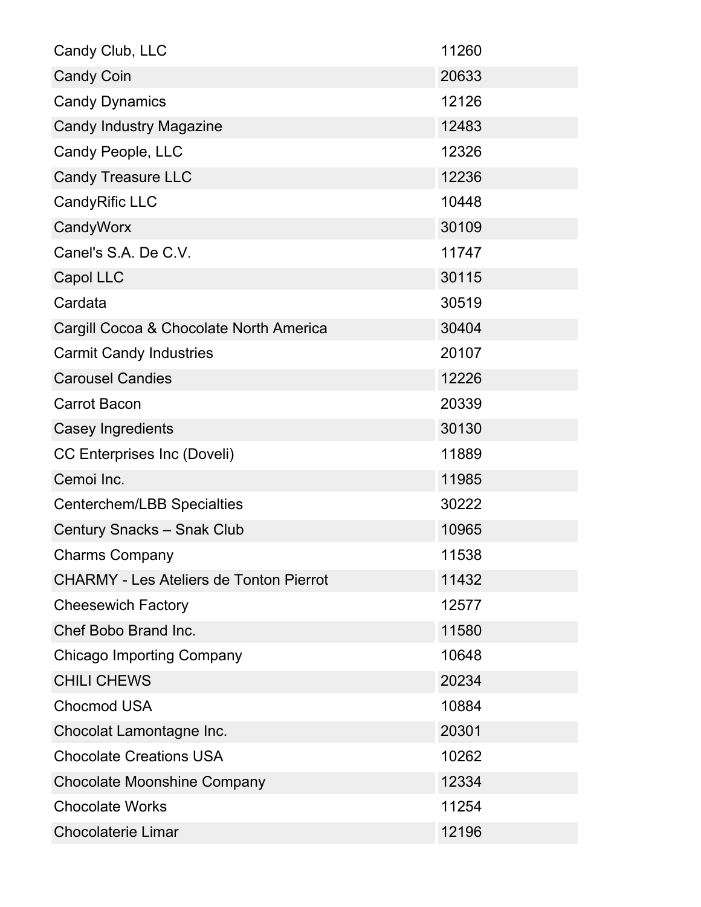| | |
|---|---|
| Candy Club, LLC | 11260 |
| Candy Coin | 20633 |
| Candy Dynamics | 12126 |
| Candy Industry Magazine | 12483 |
| Candy People, LLC | 12326 |
| Candy Treasure LLC | 12236 |
| CandyRific LLC | 10448 |
| CandyWorx | 30109 |
| Canel's S.A. De C.V. | 11747 |
| Capol LLC | 30115 |
| Cardata | 30519 |
| Cargill Cocoa & Chocolate North America | 30404 |
| Carmit Candy Industries | 20107 |
| Carousel Candies | 12226 |
| Carrot Bacon | 20339 |
| Casey Ingredients | 30130 |
| CC Enterprises Inc (Doveli) | 11889 |
| Cemoi Inc. | 11985 |
| Centerchem/LBB Specialties | 30222 |
| Century Snacks – Snak Club | 10965 |
| Charms Company | 11538 |
| CHARMY - Les Ateliers de Tonton Pierrot | 11432 |
| Cheesewich Factory | 12577 |
| Chef Bobo Brand Inc. | 11580 |
| Chicago Importing Company | 10648 |
| CHILI CHEWS | 20234 |
| Chocmod USA | 10884 |
| Chocolat Lamontagne Inc. | 20301 |
| Chocolate Creations USA | 10262 |
| Chocolate Moonshine Company | 12334 |
| Chocolate Works | 11254 |
| Chocolaterie Limar | 12196 |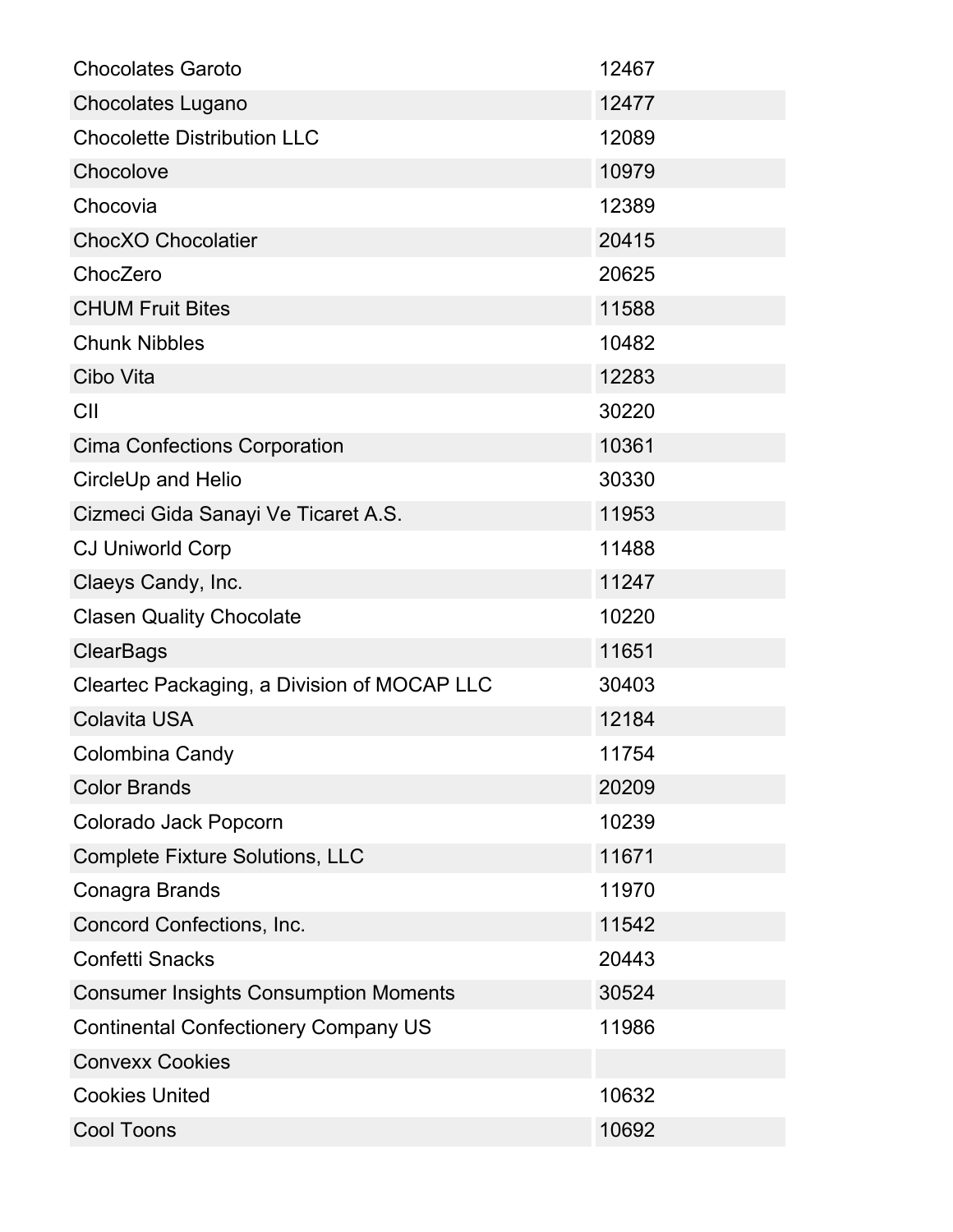| | |
|---|---|
| Chocolates Garoto | 12467 |
| Chocolates Lugano | 12477 |
| Chocolette Distribution LLC | 12089 |
| Chocolove | 10979 |
| Chocovia | 12389 |
| ChocXO Chocolatier | 20415 |
| ChocZero | 20625 |
| CHUM Fruit Bites | 11588 |
| Chunk Nibbles | 10482 |
| Cibo Vita | 12283 |
| CII | 30220 |
| Cima Confections Corporation | 10361 |
| CircleUp and Helio | 30330 |
| Cizmeci Gida Sanayi Ve Ticaret A.S. | 11953 |
| CJ Uniworld Corp | 11488 |
| Claeys Candy, Inc. | 11247 |
| Clasen Quality Chocolate | 10220 |
| ClearBags | 11651 |
| Cleartec Packaging, a Division of MOCAP LLC | 30403 |
| Colavita USA | 12184 |
| Colombina Candy | 11754 |
| Color Brands | 20209 |
| Colorado Jack Popcorn | 10239 |
| Complete Fixture Solutions, LLC | 11671 |
| Conagra Brands | 11970 |
| Concord Confections, Inc. | 11542 |
| Confetti Snacks | 20443 |
| Consumer Insights Consumption Moments | 30524 |
| Continental Confectionery Company US | 11986 |
| Convexx Cookies | |
| Cookies United | 10632 |
| Cool Toons | 10692 |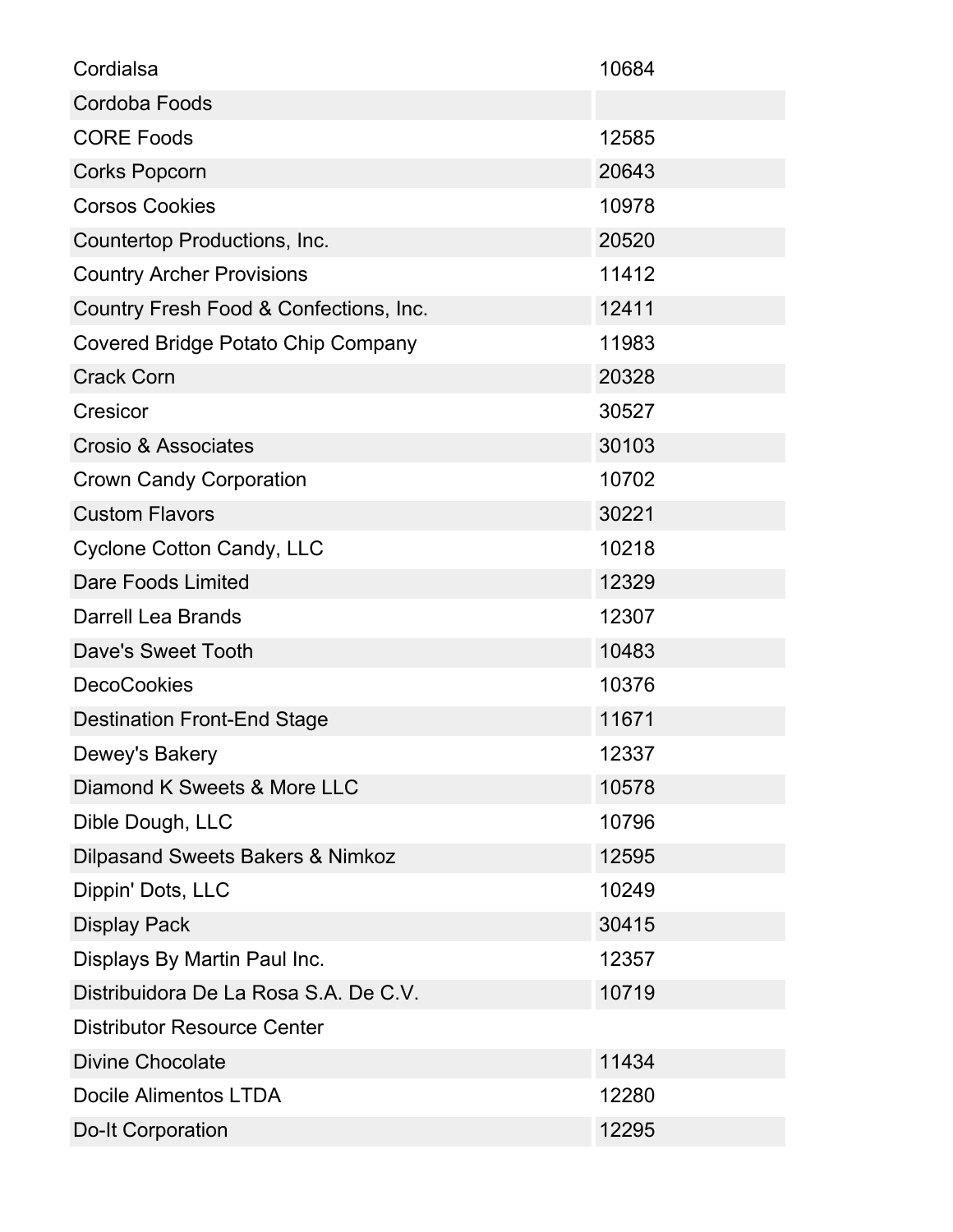| | |
|---|---|
| Cordialsa | 10684 |
| Cordoba Foods | |
| CORE Foods | 12585 |
| Corks Popcorn | 20643 |
| Corsos Cookies | 10978 |
| Countertop Productions, Inc. | 20520 |
| Country Archer Provisions | 11412 |
| Country Fresh Food & Confections, Inc. | 12411 |
| Covered Bridge Potato Chip Company | 11983 |
| Crack Corn | 20328 |
| Cresicor | 30527 |
| Crosio & Associates | 30103 |
| Crown Candy Corporation | 10702 |
| Custom Flavors | 30221 |
| Cyclone Cotton Candy, LLC | 10218 |
| Dare Foods Limited | 12329 |
| Darrell Lea Brands | 12307 |
| Dave's Sweet Tooth | 10483 |
| DecoCookies | 10376 |
| Destination Front-End Stage | 11671 |
| Dewey's Bakery | 12337 |
| Diamond K Sweets & More LLC | 10578 |
| Dible Dough, LLC | 10796 |
| Dilpasand Sweets Bakers & Nimkoz | 12595 |
| Dippin' Dots, LLC | 10249 |
| Display Pack | 30415 |
| Displays By Martin Paul Inc. | 12357 |
| Distribuidora De La Rosa S.A. De C.V. | 10719 |
| Distributor Resource Center | |
| Divine Chocolate | 11434 |
| Docile Alimentos LTDA | 12280 |
| Do-It Corporation | 12295 |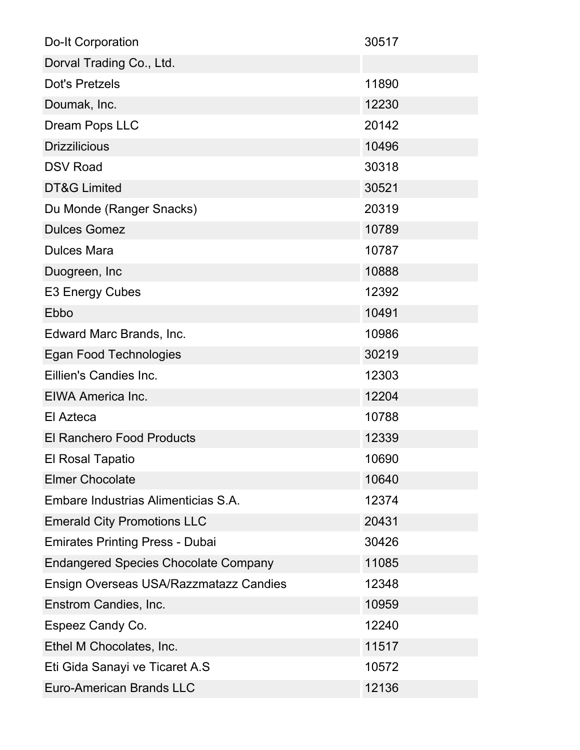| | |
|---|---|
| Do-It Corporation | 30517 |
| Dorval Trading Co., Ltd. | |
| Dot's Pretzels | 11890 |
| Doumak, Inc. | 12230 |
| Dream Pops LLC | 20142 |
| Drizzilicious | 10496 |
| DSV Road | 30318 |
| DT&G Limited | 30521 |
| Du Monde (Ranger Snacks) | 20319 |
| Dulces Gomez | 10789 |
| Dulces Mara | 10787 |
| Duogreen, Inc | 10888 |
| E3 Energy Cubes | 12392 |
| Ebbo | 10491 |
| Edward Marc Brands, Inc. | 10986 |
| Egan Food Technologies | 30219 |
| Eillien's Candies Inc. | 12303 |
| EIWA America Inc. | 12204 |
| El Azteca | 10788 |
| El Ranchero Food Products | 12339 |
| El Rosal Tapatio | 10690 |
| Elmer Chocolate | 10640 |
| Embare Industrias Alimenticias S.A. | 12374 |
| Emerald City Promotions LLC | 20431 |
| Emirates Printing Press - Dubai | 30426 |
| Endangered Species Chocolate Company | 11085 |
| Ensign Overseas USA/Razzmatazz Candies | 12348 |
| Enstrom Candies, Inc. | 10959 |
| Espeez Candy Co. | 12240 |
| Ethel M Chocolates, Inc. | 11517 |
| Eti Gida Sanayi ve Ticaret A.S | 10572 |
| Euro-American Brands LLC | 12136 |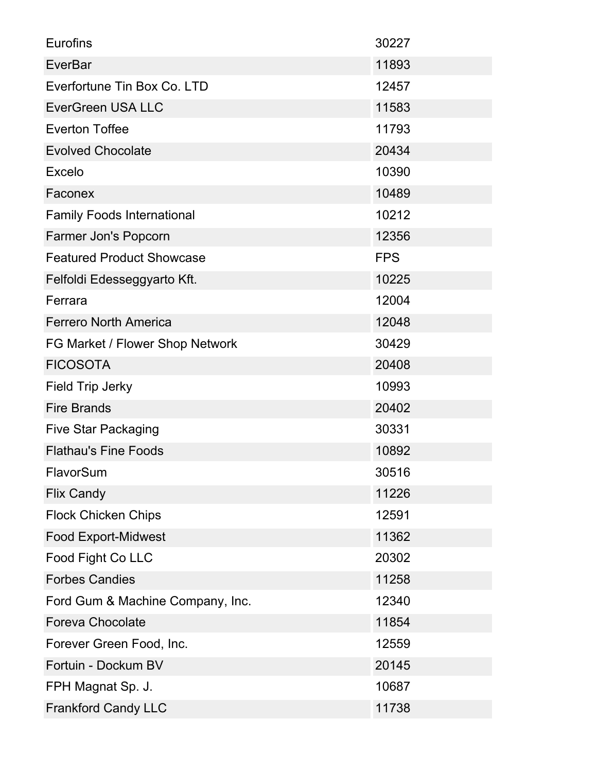| | |
|---|---|
| Eurofins | 30227 |
| EverBar | 11893 |
| Everfortune Tin Box Co. LTD | 12457 |
| EverGreen USA LLC | 11583 |
| Everton Toffee | 11793 |
| Evolved Chocolate | 20434 |
| Excelo | 10390 |
| Faconex | 10489 |
| Family Foods International | 10212 |
| Farmer Jon's Popcorn | 12356 |
| Featured Product Showcase | FPS |
| Felfoldi Edesseggyarto Kft. | 10225 |
| Ferrara | 12004 |
| Ferrero North America | 12048 |
| FG Market / Flower Shop Network | 30429 |
| FICOSOTA | 20408 |
| Field Trip Jerky | 10993 |
| Fire Brands | 20402 |
| Five Star Packaging | 30331 |
| Flathau's Fine Foods | 10892 |
| FlavorSum | 30516 |
| Flix Candy | 11226 |
| Flock Chicken Chips | 12591 |
| Food Export-Midwest | 11362 |
| Food Fight Co LLC | 20302 |
| Forbes Candies | 11258 |
| Ford Gum & Machine Company, Inc. | 12340 |
| Foreva Chocolate | 11854 |
| Forever Green Food, Inc. | 12559 |
| Fortuin - Dockum BV | 20145 |
| FPH Magnat Sp. J. | 10687 |
| Frankford Candy LLC | 11738 |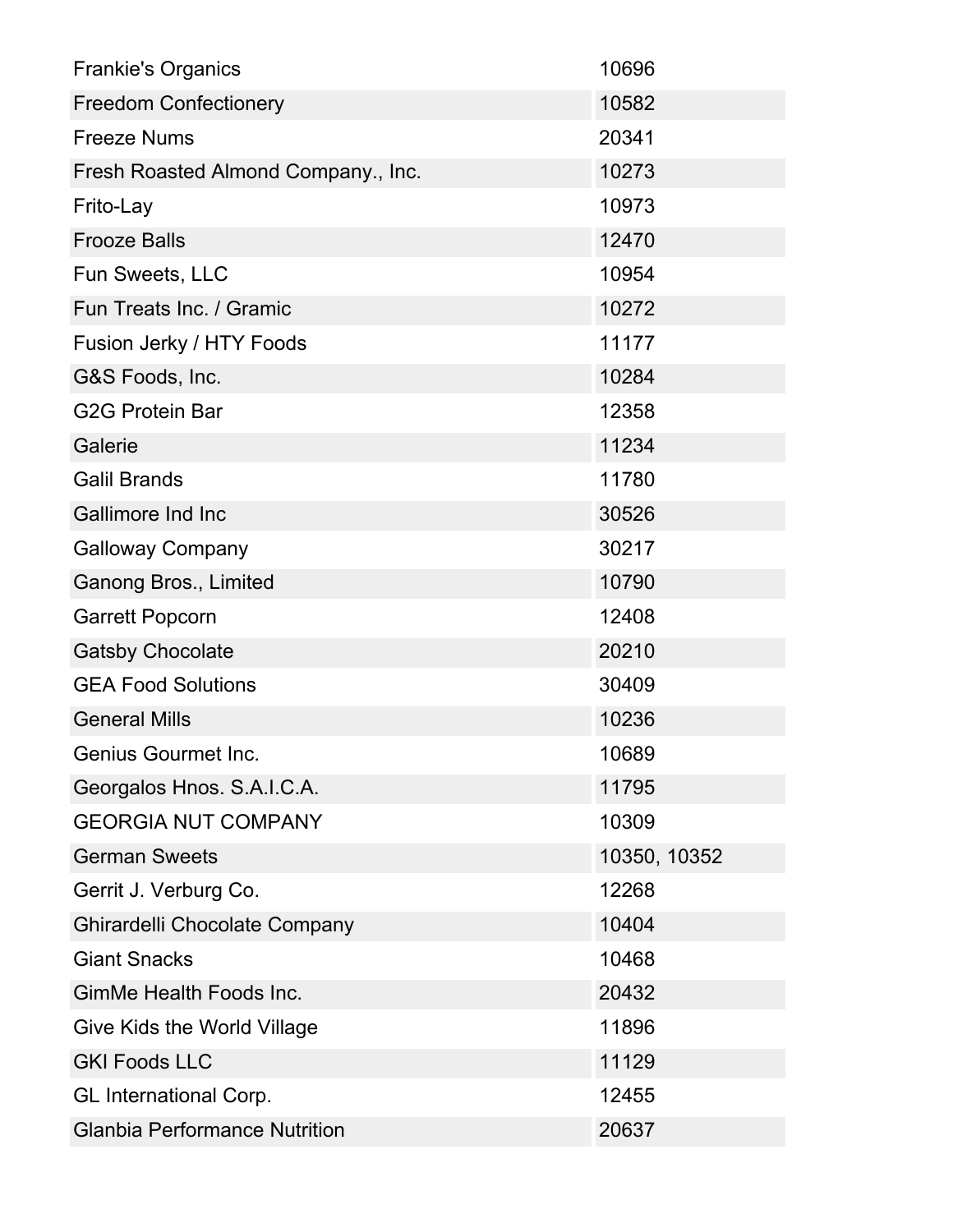| | |
|---|---|
| Frankie's Organics | 10696 |
| Freedom Confectionery | 10582 |
| Freeze Nums | 20341 |
| Fresh Roasted Almond Company., Inc. | 10273 |
| Frito-Lay | 10973 |
| Frooze Balls | 12470 |
| Fun Sweets, LLC | 10954 |
| Fun Treats Inc. / Gramic | 10272 |
| Fusion Jerky / HTY Foods | 11177 |
| G&S Foods, Inc. | 10284 |
| G2G Protein Bar | 12358 |
| Galerie | 11234 |
| Galil Brands | 11780 |
| Gallimore Ind Inc | 30526 |
| Galloway Company | 30217 |
| Ganong Bros., Limited | 10790 |
| Garrett Popcorn | 12408 |
| Gatsby Chocolate | 20210 |
| GEA Food Solutions | 30409 |
| General Mills | 10236 |
| Genius Gourmet Inc. | 10689 |
| Georgalos Hnos. S.A.I.C.A. | 11795 |
| GEORGIA NUT COMPANY | 10309 |
| German Sweets | 10350, 10352 |
| Gerrit J. Verburg Co. | 12268 |
| Ghirardelli Chocolate Company | 10404 |
| Giant Snacks | 10468 |
| GimMe Health Foods Inc. | 20432 |
| Give Kids the World Village | 11896 |
| GKI Foods LLC | 11129 |
| GL International Corp. | 12455 |
| Glanbia Performance Nutrition | 20637 |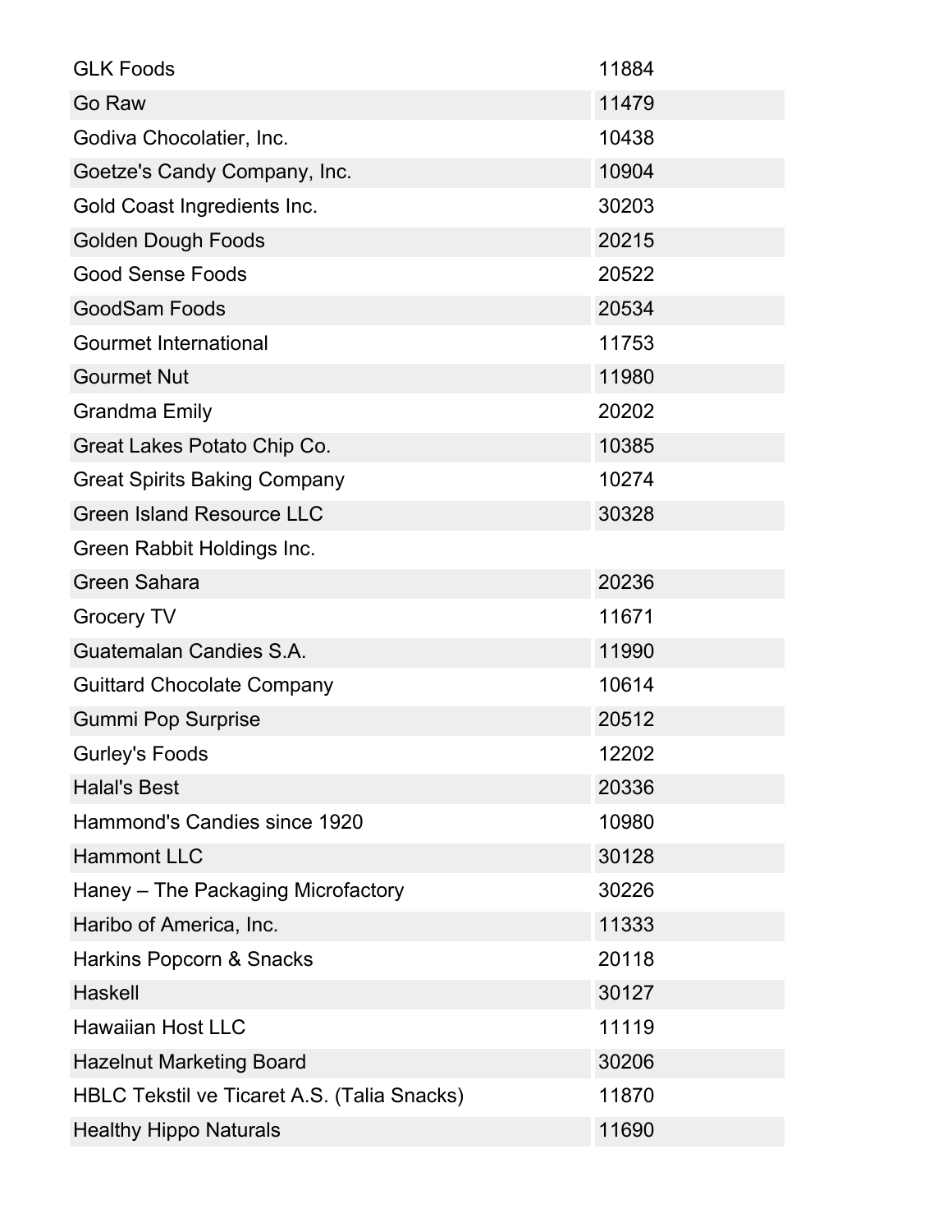| | |
|---|---|
| GLK Foods | 11884 |
| Go Raw | 11479 |
| Godiva Chocolatier, Inc. | 10438 |
| Goetze's Candy Company, Inc. | 10904 |
| Gold Coast Ingredients Inc. | 30203 |
| Golden Dough Foods | 20215 |
| Good Sense Foods | 20522 |
| GoodSam Foods | 20534 |
| Gourmet International | 11753 |
| Gourmet Nut | 11980 |
| Grandma Emily | 20202 |
| Great Lakes Potato Chip Co. | 10385 |
| Great Spirits Baking Company | 10274 |
| Green Island Resource LLC | 30328 |
| Green Rabbit Holdings Inc. | |
| Green Sahara | 20236 |
| Grocery TV | 11671 |
| Guatemalan Candies S.A. | 11990 |
| Guittard Chocolate Company | 10614 |
| Gummi Pop Surprise | 20512 |
| Gurley's Foods | 12202 |
| Halal's Best | 20336 |
| Hammond's Candies since 1920 | 10980 |
| Hammont LLC | 30128 |
| Haney – The Packaging Microfactory | 30226 |
| Haribo of America, Inc. | 11333 |
| Harkins Popcorn & Snacks | 20118 |
| Haskell | 30127 |
| Hawaiian Host LLC | 11119 |
| Hazelnut Marketing Board | 30206 |
| HBLC Tekstil ve Ticaret A.S. (Talia Snacks) | 11870 |
| Healthy Hippo Naturals | 11690 |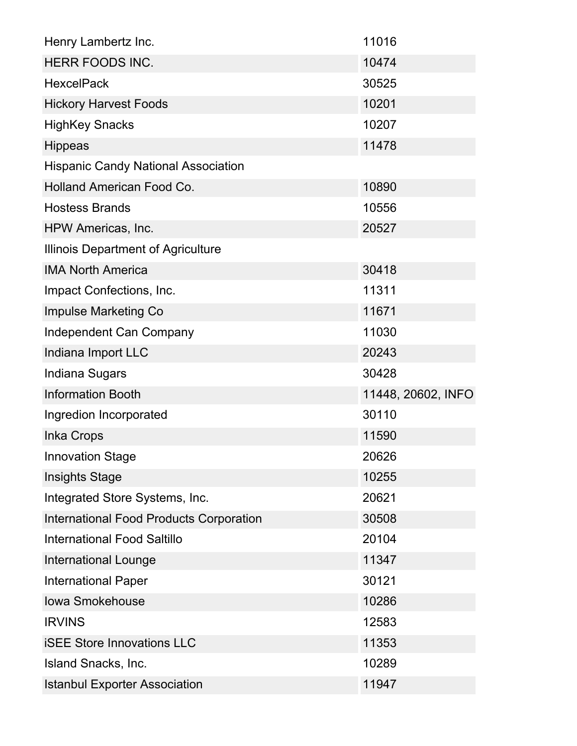| | |
|---|---|
| Henry Lambertz Inc. | 11016 |
| HERR FOODS INC. | 10474 |
| HexcelPack | 30525 |
| Hickory Harvest Foods | 10201 |
| HighKey Snacks | 10207 |
| Hippeas | 11478 |
| Hispanic Candy National Association | |
| Holland American Food Co. | 10890 |
| Hostess Brands | 10556 |
| HPW Americas, Inc. | 20527 |
| Illinois Department of Agriculture | |
| IMA North America | 30418 |
| Impact Confections, Inc. | 11311 |
| Impulse Marketing Co | 11671 |
| Independent Can Company | 11030 |
| Indiana Import LLC | 20243 |
| Indiana Sugars | 30428 |
| Information Booth | 11448, 20602, INFO |
| Ingredion Incorporated | 30110 |
| Inka Crops | 11590 |
| Innovation Stage | 20626 |
| Insights Stage | 10255 |
| Integrated Store Systems, Inc. | 20621 |
| International Food Products Corporation | 30508 |
| International Food Saltillo | 20104 |
| International Lounge | 11347 |
| International Paper | 30121 |
| Iowa Smokehouse | 10286 |
| IRVINS | 12583 |
| iSEE Store Innovations LLC | 11353 |
| Island Snacks, Inc. | 10289 |
| Istanbul Exporter Association | 11947 |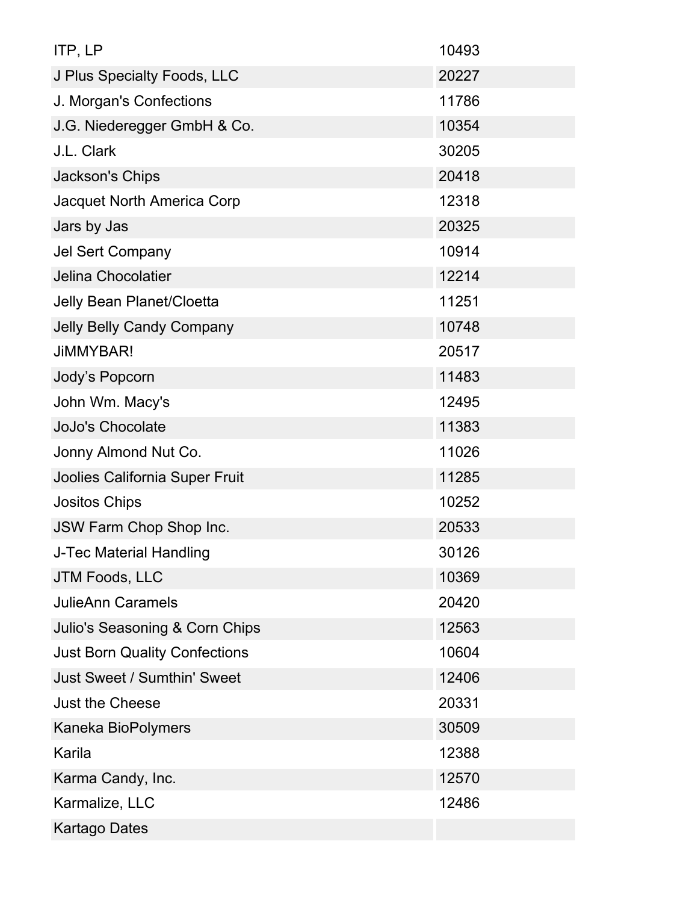| | |
|---|---|
| ITP, LP | 10493 |
| J Plus Specialty Foods, LLC | 20227 |
| J. Morgan's Confections | 11786 |
| J.G. Niederegger GmbH & Co. | 10354 |
| J.L. Clark | 30205 |
| Jackson's Chips | 20418 |
| Jacquet North America Corp | 12318 |
| Jars by Jas | 20325 |
| Jel Sert Company | 10914 |
| Jelina Chocolatier | 12214 |
| Jelly Bean Planet/Cloetta | 11251 |
| Jelly Belly Candy Company | 10748 |
| JiMMYBAR! | 20517 |
| Jody’s Popcorn | 11483 |
| John Wm. Macy's | 12495 |
| JoJo's Chocolate | 11383 |
| Jonny Almond Nut Co. | 11026 |
| Joolies California Super Fruit | 11285 |
| Jositos Chips | 10252 |
| JSW Farm Chop Shop Inc. | 20533 |
| J-Tec Material Handling | 30126 |
| JTM Foods, LLC | 10369 |
| JulieAnn Caramels | 20420 |
| Julio's Seasoning & Corn Chips | 12563 |
| Just Born Quality Confections | 10604 |
| Just Sweet / Sumthin' Sweet | 12406 |
| Just the Cheese | 20331 |
| Kaneka BioPolymers | 30509 |
| Karila | 12388 |
| Karma Candy, Inc. | 12570 |
| Karmalize, LLC | 12486 |
| Kartago Dates | |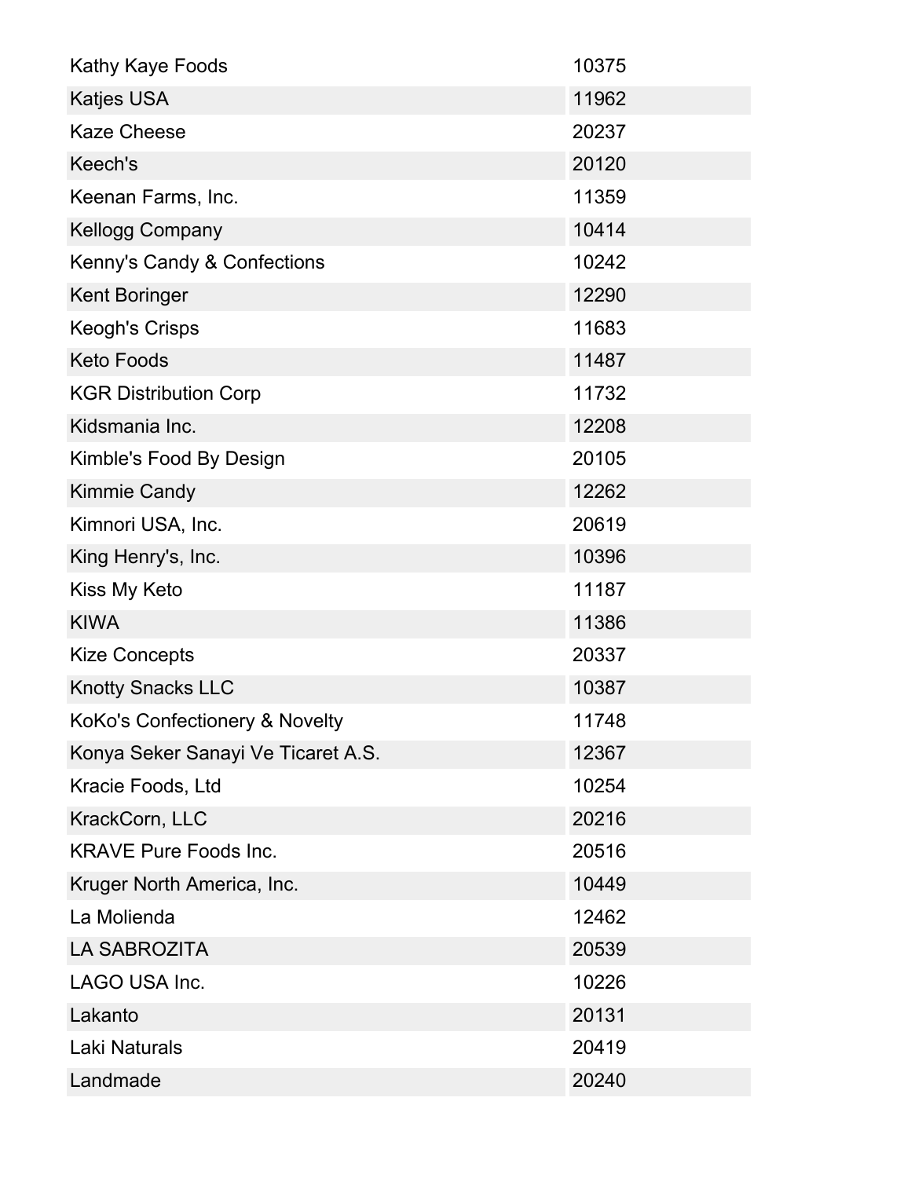| | |
|---|---|
| Kathy Kaye Foods | 10375 |
| Katjes USA | 11962 |
| Kaze Cheese | 20237 |
| Keech's | 20120 |
| Keenan Farms, Inc. | 11359 |
| Kellogg Company | 10414 |
| Kenny's Candy & Confections | 10242 |
| Kent Boringer | 12290 |
| Keogh's Crisps | 11683 |
| Keto Foods | 11487 |
| KGR Distribution Corp | 11732 |
| Kidsmania Inc. | 12208 |
| Kimble's Food By Design | 20105 |
| Kimmie Candy | 12262 |
| Kimnori USA, Inc. | 20619 |
| King Henry's, Inc. | 10396 |
| Kiss My Keto | 11187 |
| KIWA | 11386 |
| Kize Concepts | 20337 |
| Knotty Snacks LLC | 10387 |
| KoKo's Confectionery & Novelty | 11748 |
| Konya Seker Sanayi Ve Ticaret A.S. | 12367 |
| Kracie Foods, Ltd | 10254 |
| KrackCorn, LLC | 20216 |
| KRAVE Pure Foods Inc. | 20516 |
| Kruger North America, Inc. | 10449 |
| La Molienda | 12462 |
| LA SABROZITA | 20539 |
| LAGO USA Inc. | 10226 |
| Lakanto | 20131 |
| Laki Naturals | 20419 |
| Landmade | 20240 |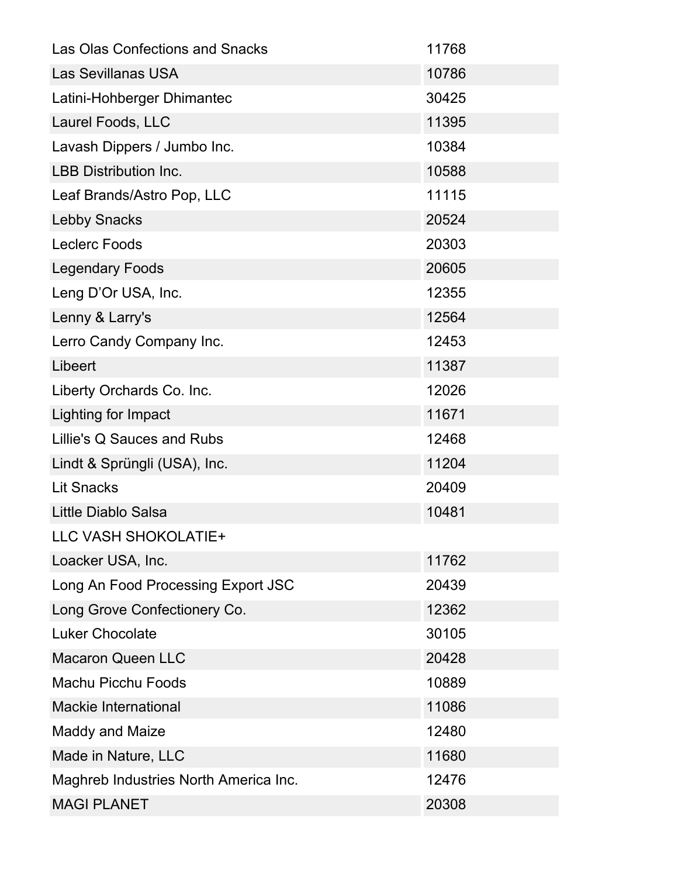| | |
|---|---|
| Las Olas Confections and Snacks | 11768 |
| Las Sevillanas USA | 10786 |
| Latini-Hohberger Dhimantec | 30425 |
| Laurel Foods, LLC | 11395 |
| Lavash Dippers / Jumbo Inc. | 10384 |
| LBB Distribution Inc. | 10588 |
| Leaf Brands/Astro Pop, LLC | 11115 |
| Lebby Snacks | 20524 |
| Leclerc Foods | 20303 |
| Legendary Foods | 20605 |
| Leng D’Or USA, Inc. | 12355 |
| Lenny & Larry's | 12564 |
| Lerro Candy Company Inc. | 12453 |
| Libeert | 11387 |
| Liberty Orchards Co. Inc. | 12026 |
| Lighting for Impact | 11671 |
| Lillie's Q Sauces and Rubs | 12468 |
| Lindt & Sprüngli (USA), Inc. | 11204 |
| Lit Snacks | 20409 |
| Little Diablo Salsa | 10481 |
| LLC VASH SHOKOLATIE+ | |
| Loacker USA, Inc. | 11762 |
| Long An Food Processing Export JSC | 20439 |
| Long Grove Confectionery Co. | 12362 |
| Luker Chocolate | 30105 |
| Macaron Queen LLC | 20428 |
| Machu Picchu Foods | 10889 |
| Mackie International | 11086 |
| Maddy and Maize | 12480 |
| Made in Nature, LLC | 11680 |
| Maghreb Industries North America Inc. | 12476 |
| MAGI PLANET | 20308 |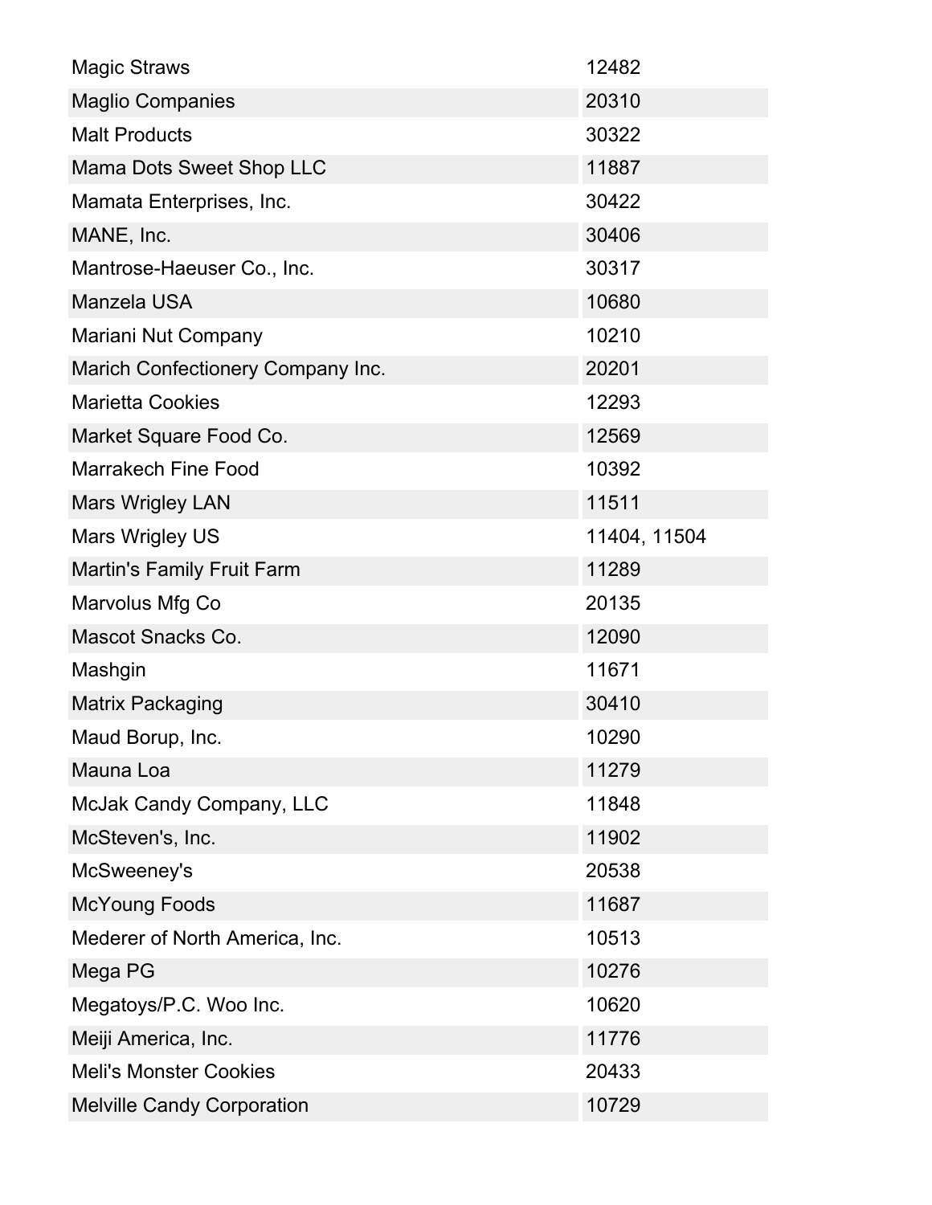| | |
|---|---|
| Magic Straws | 12482 |
| Maglio Companies | 20310 |
| Malt Products | 30322 |
| Mama Dots Sweet Shop LLC | 11887 |
| Mamata Enterprises, Inc. | 30422 |
| MANE, Inc. | 30406 |
| Mantrose-Haeuser Co., Inc. | 30317 |
| Manzela USA | 10680 |
| Mariani Nut Company | 10210 |
| Marich Confectionery Company Inc. | 20201 |
| Marietta Cookies | 12293 |
| Market Square Food Co. | 12569 |
| Marrakech Fine Food | 10392 |
| Mars Wrigley LAN | 11511 |
| Mars Wrigley US | 11404, 11504 |
| Martin's Family Fruit Farm | 11289 |
| Marvolus Mfg Co | 20135 |
| Mascot Snacks Co. | 12090 |
| Mashgin | 11671 |
| Matrix Packaging | 30410 |
| Maud Borup, Inc. | 10290 |
| Mauna Loa | 11279 |
| McJak Candy Company, LLC | 11848 |
| McSteven's, Inc. | 11902 |
| McSweeney's | 20538 |
| McYoung Foods | 11687 |
| Mederer of North America, Inc. | 10513 |
| Mega PG | 10276 |
| Megatoys/P.C. Woo Inc. | 10620 |
| Meiji America, Inc. | 11776 |
| Meli's Monster Cookies | 20433 |
| Melville Candy Corporation | 10729 |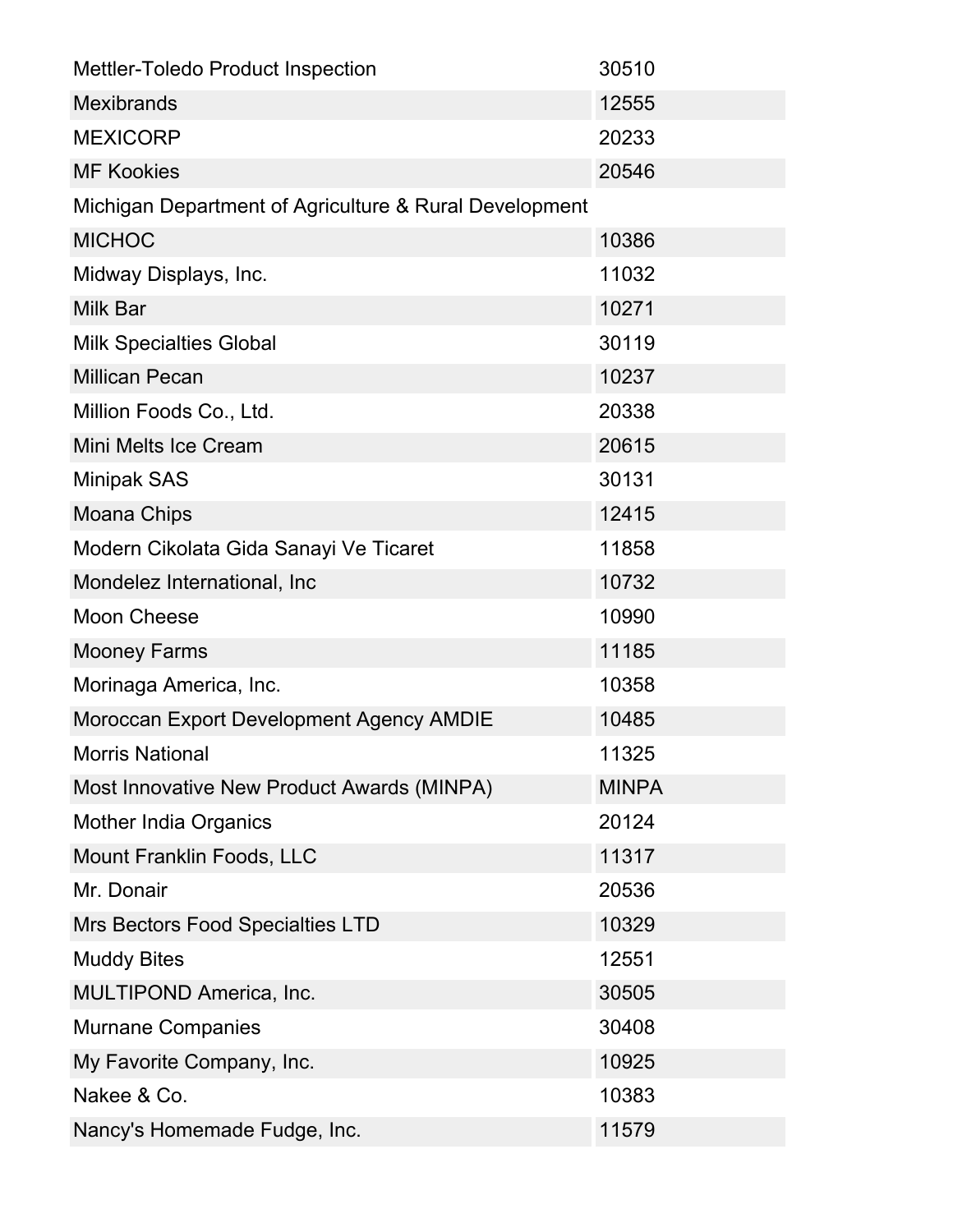| | |
|---|---|
| Mettler-Toledo Product Inspection | 30510 |
| Mexibrands | 12555 |
| MEXICORP | 20233 |
| MF Kookies | 20546 |
| Michigan Department of Agriculture & Rural Development | |
| MICHOC | 10386 |
| Midway Displays, Inc. | 11032 |
| Milk Bar | 10271 |
| Milk Specialties Global | 30119 |
| Millican Pecan | 10237 |
| Million Foods Co., Ltd. | 20338 |
| Mini Melts Ice Cream | 20615 |
| Minipak SAS | 30131 |
| Moana Chips | 12415 |
| Modern Cikolata Gida Sanayi Ve Ticaret | 11858 |
| Mondelez International, Inc | 10732 |
| Moon Cheese | 10990 |
| Mooney Farms | 11185 |
| Morinaga America, Inc. | 10358 |
| Moroccan Export Development Agency AMDIE | 10485 |
| Morris National | 11325 |
| Most Innovative New Product Awards (MINPA) | MINPA |
| Mother India Organics | 20124 |
| Mount Franklin Foods, LLC | 11317 |
| Mr. Donair | 20536 |
| Mrs Bectors Food Specialties LTD | 10329 |
| Muddy Bites | 12551 |
| MULTIPOND America, Inc. | 30505 |
| Murnane Companies | 30408 |
| My Favorite Company, Inc. | 10925 |
| Nakee & Co. | 10383 |
| Nancy's Homemade Fudge, Inc. | 11579 |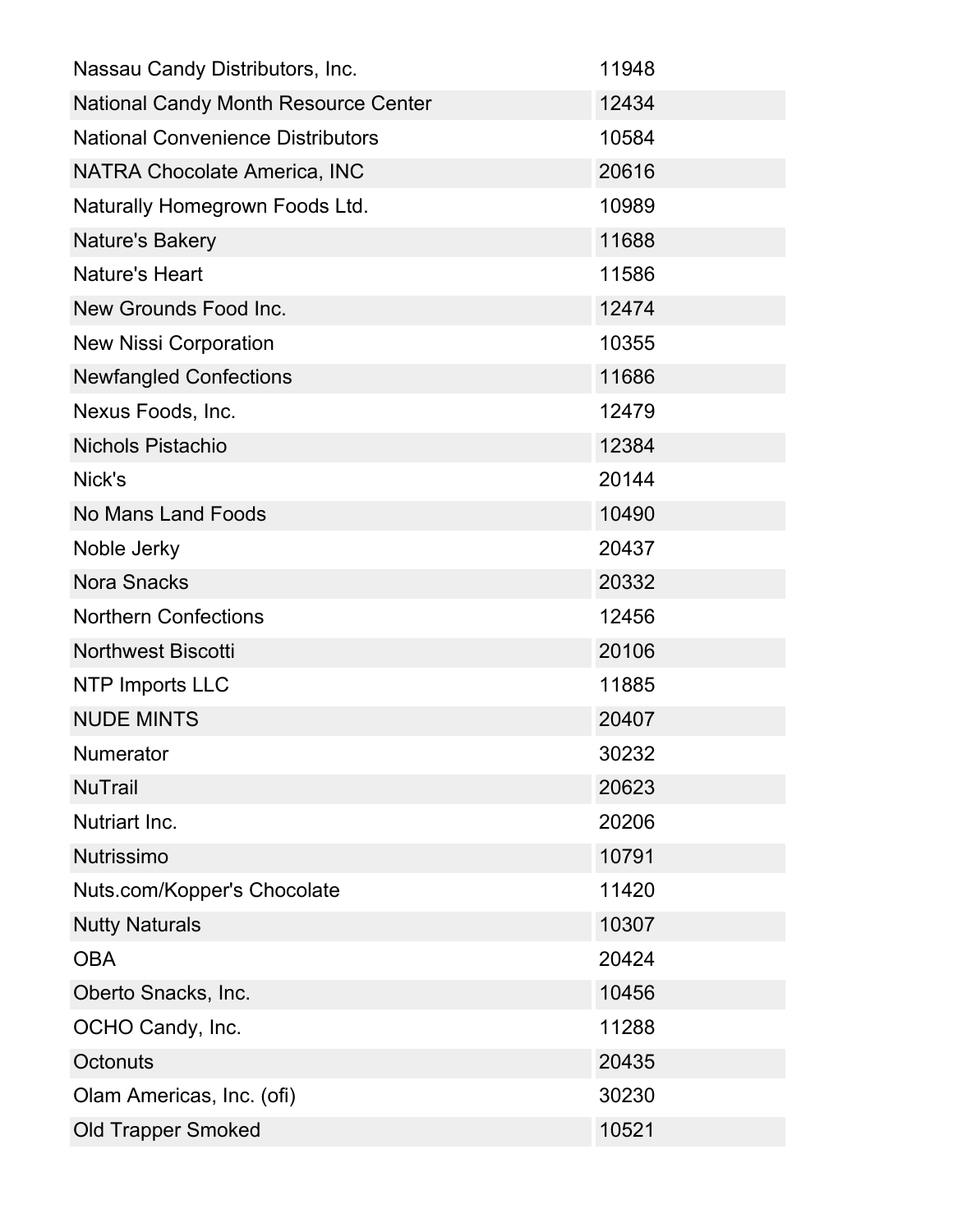| | |
|---|---|
| Nassau Candy Distributors, Inc. | 11948 |
| National Candy Month Resource Center | 12434 |
| National Convenience Distributors | 10584 |
| NATRA Chocolate America, INC | 20616 |
| Naturally Homegrown Foods Ltd. | 10989 |
| Nature's Bakery | 11688 |
| Nature's Heart | 11586 |
| New Grounds Food Inc. | 12474 |
| New Nissi Corporation | 10355 |
| Newfangled Confections | 11686 |
| Nexus Foods, Inc. | 12479 |
| Nichols Pistachio | 12384 |
| Nick's | 20144 |
| No Mans Land Foods | 10490 |
| Noble Jerky | 20437 |
| Nora Snacks | 20332 |
| Northern Confections | 12456 |
| Northwest Biscotti | 20106 |
| NTP Imports LLC | 11885 |
| NUDE MINTS | 20407 |
| Numerator | 30232 |
| NuTrail | 20623 |
| Nutriart Inc. | 20206 |
| Nutrissimo | 10791 |
| Nuts.com/Kopper's Chocolate | 11420 |
| Nutty Naturals | 10307 |
| OBA | 20424 |
| Oberto Snacks, Inc. | 10456 |
| OCHO Candy, Inc. | 11288 |
| Octonuts | 20435 |
| Olam Americas, Inc. (ofi) | 30230 |
| Old Trapper Smoked | 10521 |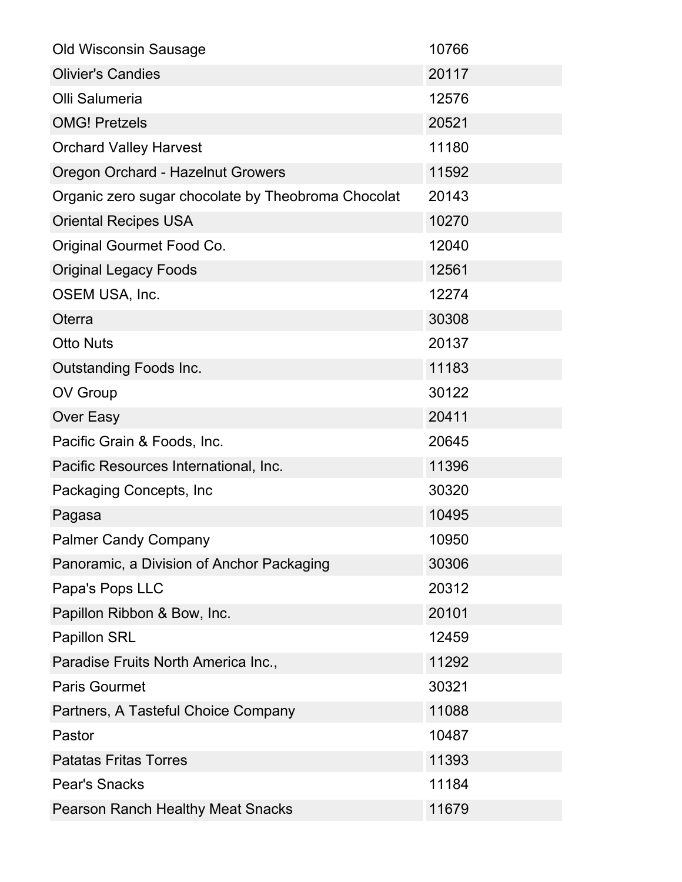| | |
|---|---|
| Old Wisconsin Sausage | 10766 |
| Olivier's Candies | 20117 |
| Olli Salumeria | 12576 |
| OMG! Pretzels | 20521 |
| Orchard Valley Harvest | 11180 |
| Oregon Orchard - Hazelnut Growers | 11592 |
| Organic zero sugar chocolate by Theobroma Chocolat | 20143 |
| Oriental Recipes USA | 10270 |
| Original Gourmet Food Co. | 12040 |
| Original Legacy Foods | 12561 |
| OSEM USA, Inc. | 12274 |
| Oterra | 30308 |
| Otto Nuts | 20137 |
| Outstanding Foods Inc. | 11183 |
| OV Group | 30122 |
| Over Easy | 20411 |
| Pacific Grain & Foods, Inc. | 20645 |
| Pacific Resources International, Inc. | 11396 |
| Packaging Concepts, Inc | 30320 |
| Pagasa | 10495 |
| Palmer Candy Company | 10950 |
| Panoramic, a Division of Anchor Packaging | 30306 |
| Papa's Pops LLC | 20312 |
| Papillon Ribbon & Bow, Inc. | 20101 |
| Papillon SRL | 12459 |
| Paradise Fruits North America Inc., | 11292 |
| Paris Gourmet | 30321 |
| Partners, A Tasteful Choice Company | 11088 |
| Pastor | 10487 |
| Patatas Fritas Torres | 11393 |
| Pear's Snacks | 11184 |
| Pearson Ranch Healthy Meat Snacks | 11679 |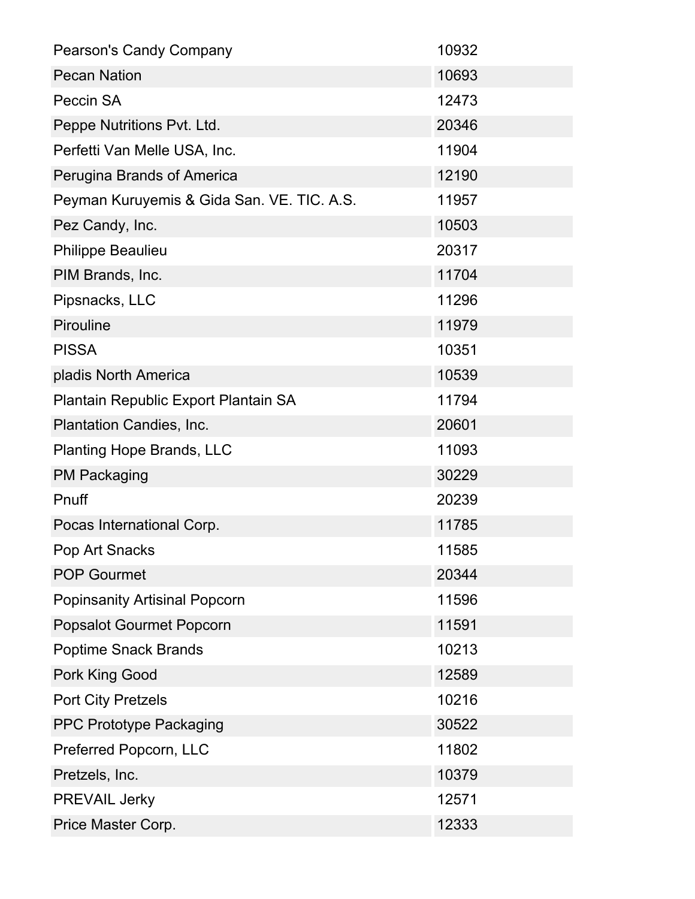| | |
|---|---|
| Pearson's Candy Company | 10932 |
| Pecan Nation | 10693 |
| Peccin SA | 12473 |
| Peppe Nutritions Pvt. Ltd. | 20346 |
| Perfetti Van Melle USA, Inc. | 11904 |
| Perugina Brands of America | 12190 |
| Peyman Kuruyemis & Gida San. VE. TIC. A.S. | 11957 |
| Pez Candy, Inc. | 10503 |
| Philippe Beaulieu | 20317 |
| PIM Brands, Inc. | 11704 |
| Pipsnacks, LLC | 11296 |
| Pirouline | 11979 |
| PISSA | 10351 |
| pladis North America | 10539 |
| Plantain Republic Export Plantain SA | 11794 |
| Plantation Candies, Inc. | 20601 |
| Planting Hope Brands, LLC | 11093 |
| PM Packaging | 30229 |
| Pnuff | 20239 |
| Pocas International Corp. | 11785 |
| Pop Art Snacks | 11585 |
| POP Gourmet | 20344 |
| Popinsanity Artisinal Popcorn | 11596 |
| Popsalot Gourmet Popcorn | 11591 |
| Poptime Snack Brands | 10213 |
| Pork King Good | 12589 |
| Port City Pretzels | 10216 |
| PPC Prototype Packaging | 30522 |
| Preferred Popcorn, LLC | 11802 |
| Pretzels, Inc. | 10379 |
| PREVAIL Jerky | 12571 |
| Price Master Corp. | 12333 |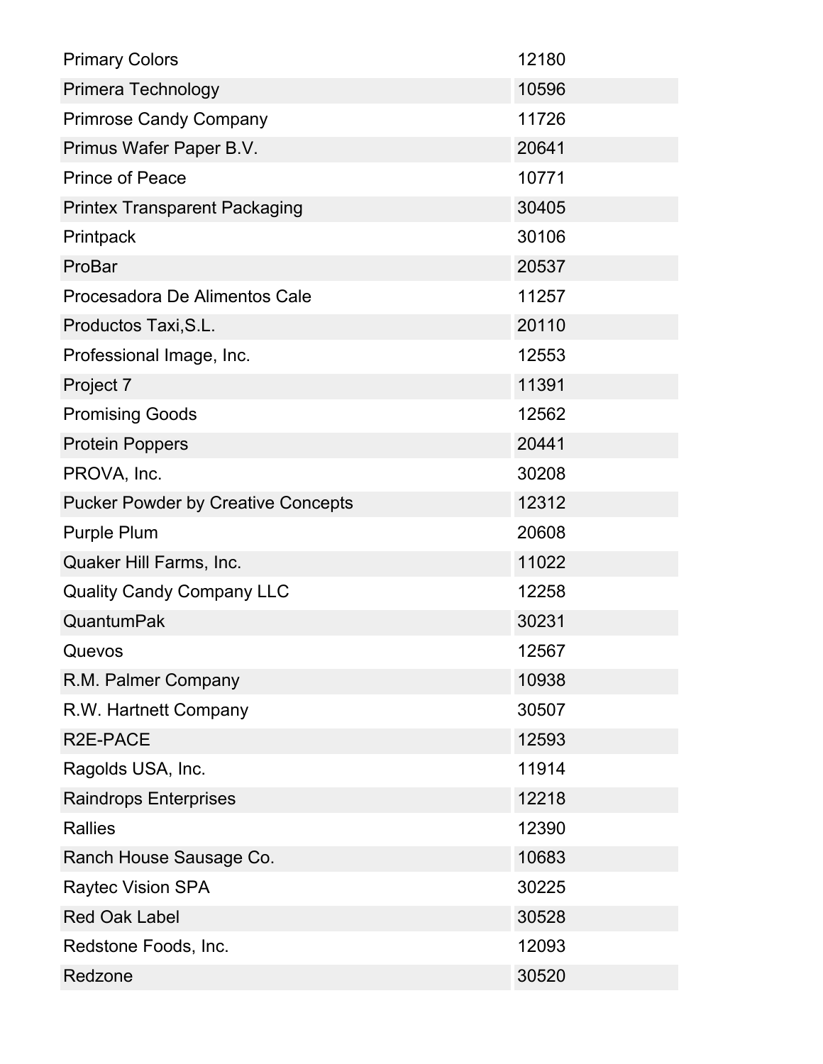| | |
|---|---|
| Primary Colors | 12180 |
| Primera Technology | 10596 |
| Primrose Candy Company | 11726 |
| Primus Wafer Paper B.V. | 20641 |
| Prince of Peace | 10771 |
| Printex Transparent Packaging | 30405 |
| Printpack | 30106 |
| ProBar | 20537 |
| Procesadora De Alimentos Cale | 11257 |
| Productos Taxi,S.L. | 20110 |
| Professional Image, Inc. | 12553 |
| Project 7 | 11391 |
| Promising Goods | 12562 |
| Protein Poppers | 20441 |
| PROVA, Inc. | 30208 |
| Pucker Powder by Creative Concepts | 12312 |
| Purple Plum | 20608 |
| Quaker Hill Farms, Inc. | 11022 |
| Quality Candy Company LLC | 12258 |
| QuantumPak | 30231 |
| Quevos | 12567 |
| R.M. Palmer Company | 10938 |
| R.W. Hartnett Company | 30507 |
| R2E-PACE | 12593 |
| Ragolds USA, Inc. | 11914 |
| Raindrops Enterprises | 12218 |
| Rallies | 12390 |
| Ranch House Sausage Co. | 10683 |
| Raytec Vision SPA | 30225 |
| Red Oak Label | 30528 |
| Redstone Foods, Inc. | 12093 |
| Redzone | 30520 |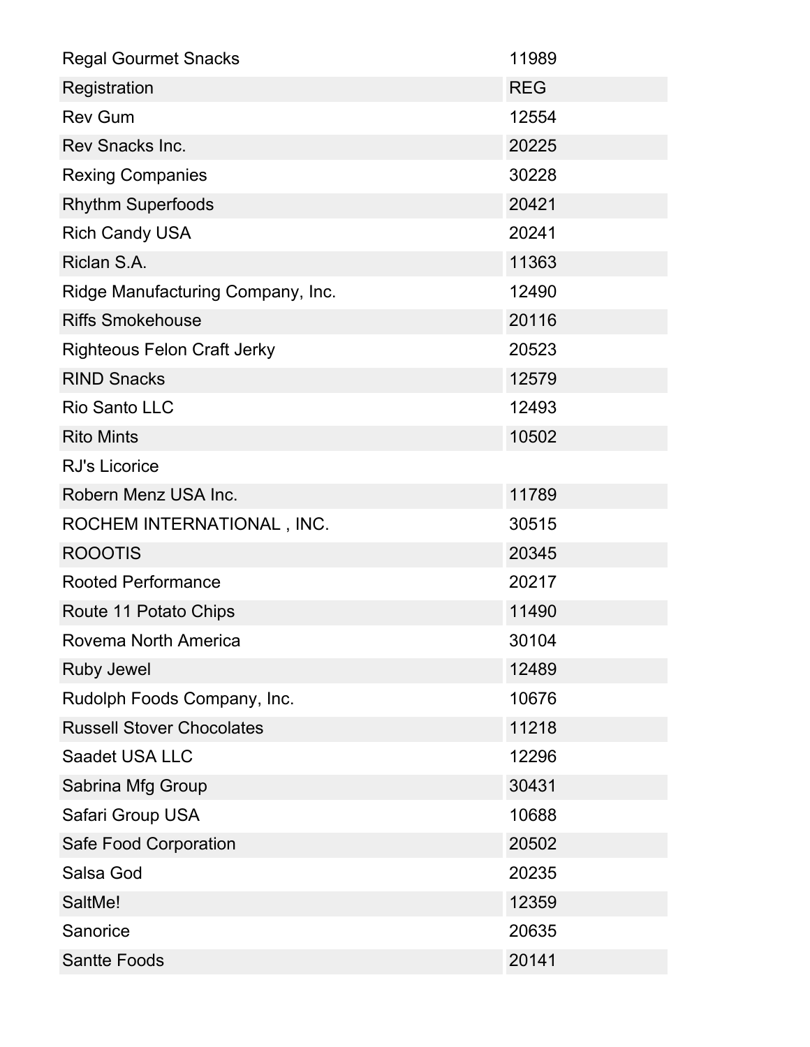| | |
|---|---|
| Regal Gourmet Snacks | 11989 |
| Registration | REG |
| Rev Gum | 12554 |
| Rev Snacks Inc. | 20225 |
| Rexing Companies | 30228 |
| Rhythm Superfoods | 20421 |
| Rich Candy USA | 20241 |
| Riclan S.A. | 11363 |
| Ridge Manufacturing Company, Inc. | 12490 |
| Riffs Smokehouse | 20116 |
| Righteous Felon Craft Jerky | 20523 |
| RIND Snacks | 12579 |
| Rio Santo LLC | 12493 |
| Rito Mints | 10502 |
| RJ's Licorice | |
| Robern Menz USA Inc. | 11789 |
| ROCHEM INTERNATIONAL , INC. | 30515 |
| ROOOTIS | 20345 |
| Rooted Performance | 20217 |
| Route 11 Potato Chips | 11490 |
| Rovema North America | 30104 |
| Ruby Jewel | 12489 |
| Rudolph Foods Company, Inc. | 10676 |
| Russell Stover Chocolates | 11218 |
| Saadet USA LLC | 12296 |
| Sabrina Mfg Group | 30431 |
| Safari Group USA | 10688 |
| Safe Food Corporation | 20502 |
| Salsa God | 20235 |
| SaltMe! | 12359 |
| Sanorice | 20635 |
| Santte Foods | 20141 |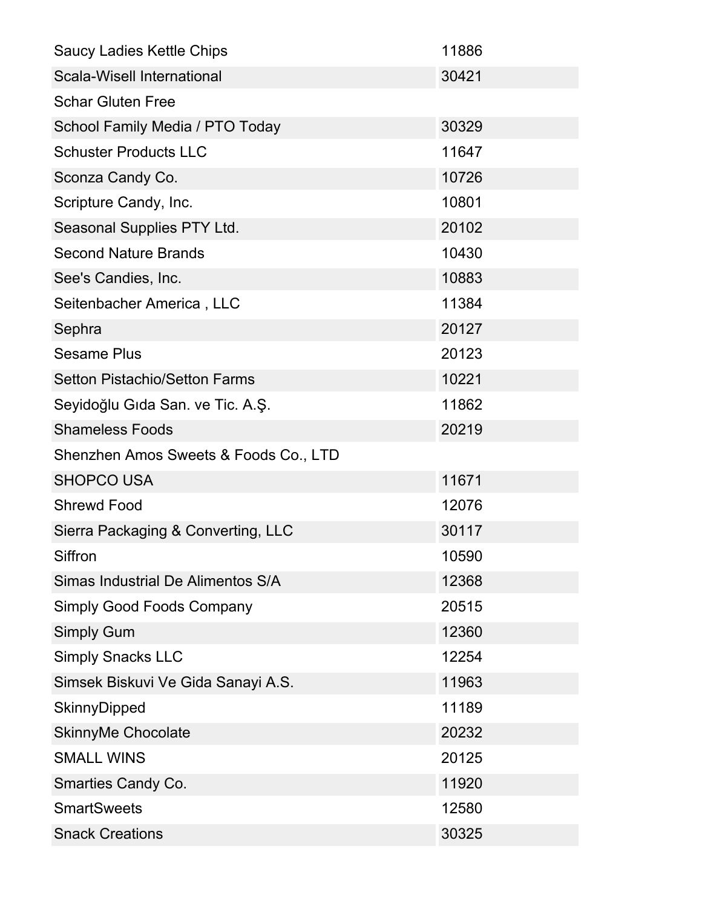| | |
|---|---|
| Saucy Ladies Kettle Chips | 11886 |
| Scala-Wisell International | 30421 |
| Schar Gluten Free | |
| School Family Media / PTO Today | 30329 |
| Schuster Products LLC | 11647 |
| Sconza Candy Co. | 10726 |
| Scripture Candy, Inc. | 10801 |
| Seasonal Supplies PTY Ltd. | 20102 |
| Second Nature Brands | 10430 |
| See's Candies, Inc. | 10883 |
| Seitenbacher America , LLC | 11384 |
| Sephra | 20127 |
| Sesame Plus | 20123 |
| Setton Pistachio/Setton Farms | 10221 |
| Seyidoğlu Gıda San. ve Tic. A.Ş. | 11862 |
| Shameless Foods | 20219 |
| Shenzhen Amos Sweets & Foods Co., LTD | |
| SHOPCO USA | 11671 |
| Shrewd Food | 12076 |
| Sierra Packaging & Converting, LLC | 30117 |
| Siffron | 10590 |
| Simas Industrial De Alimentos S/A | 12368 |
| Simply Good Foods Company | 20515 |
| Simply Gum | 12360 |
| Simply Snacks LLC | 12254 |
| Simsek Biskuvi Ve Gida Sanayi A.S. | 11963 |
| SkinnyDipped | 11189 |
| SkinnyMe Chocolate | 20232 |
| SMALL WINS | 20125 |
| Smarties Candy Co. | 11920 |
| SmartSweets | 12580 |
| Snack Creations | 30325 |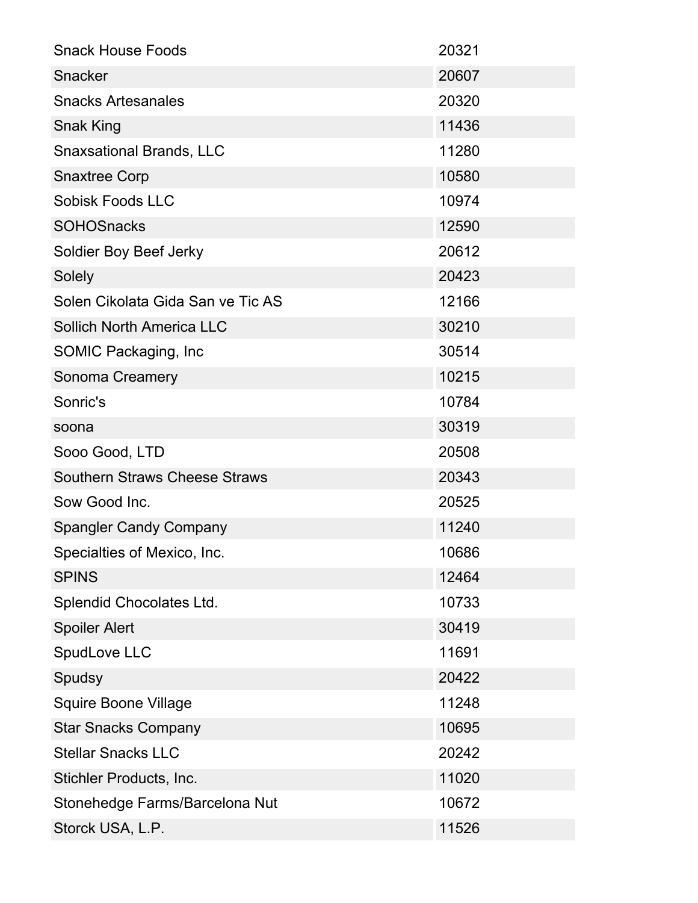| | |
|---|---|
| Snack House Foods | 20321 |
| Snacker | 20607 |
| Snacks Artesanales | 20320 |
| Snak King | 11436 |
| Snaxsational Brands, LLC | 11280 |
| Snaxtree Corp | 10580 |
| Sobisk Foods LLC | 10974 |
| SOHOSnacks | 12590 |
| Soldier Boy Beef Jerky | 20612 |
| Solely | 20423 |
| Solen Cikolata Gida San ve Tic AS | 12166 |
| Sollich North America LLC | 30210 |
| SOMIC Packaging, Inc | 30514 |
| Sonoma Creamery | 10215 |
| Sonric's | 10784 |
| soona | 30319 |
| Sooo Good, LTD | 20508 |
| Southern Straws Cheese Straws | 20343 |
| Sow Good Inc. | 20525 |
| Spangler Candy Company | 11240 |
| Specialties of Mexico, Inc. | 10686 |
| SPINS | 12464 |
| Splendid Chocolates Ltd. | 10733 |
| Spoiler Alert | 30419 |
| SpudLove LLC | 11691 |
| Spudsy | 20422 |
| Squire Boone Village | 11248 |
| Star Snacks Company | 10695 |
| Stellar Snacks LLC | 20242 |
| Stichler Products, Inc. | 11020 |
| Stonehedge Farms/Barcelona Nut | 10672 |
| Storck USA, L.P. | 11526 |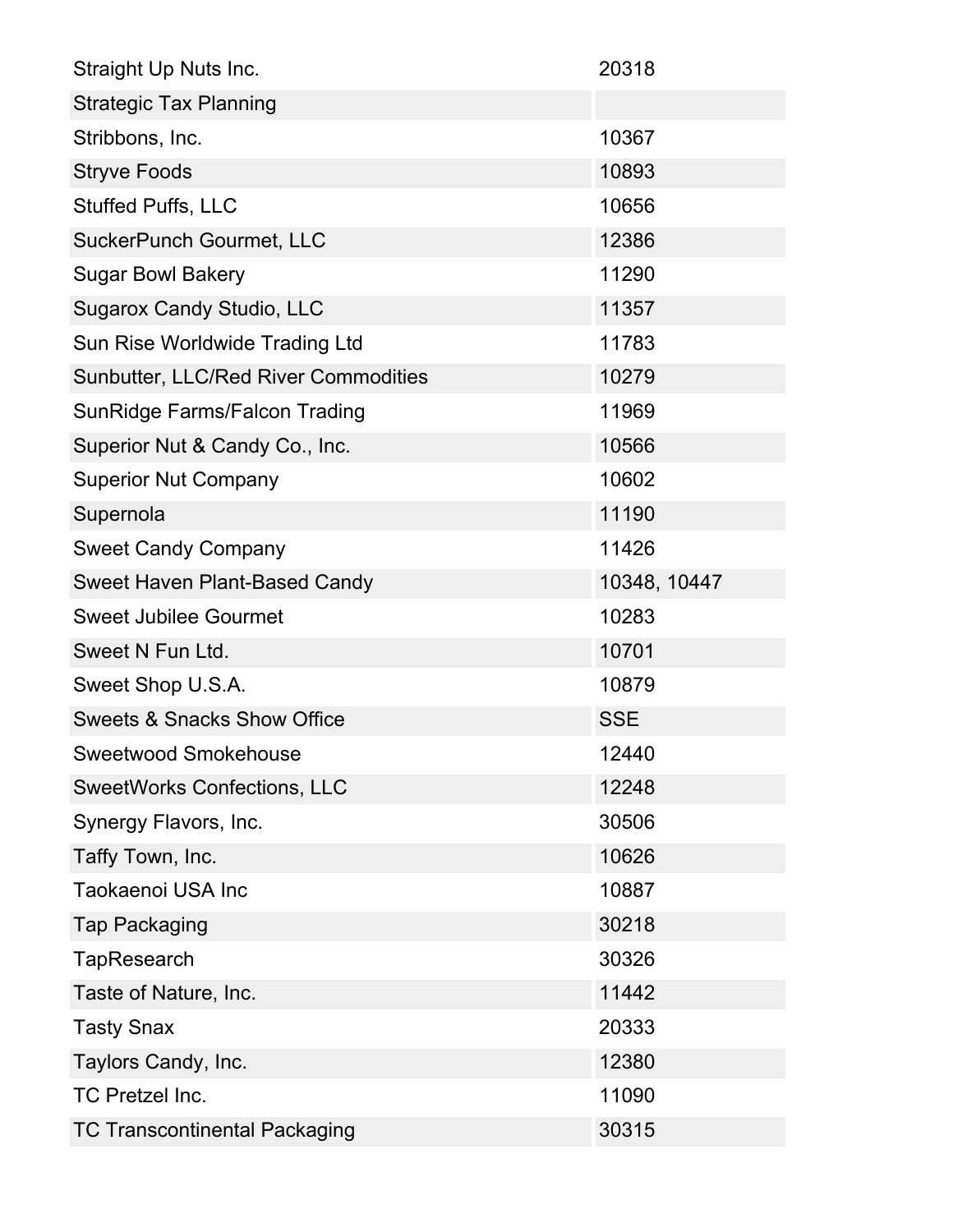| | |
|---|---|
| Straight Up Nuts Inc. | 20318 |
| Strategic Tax Planning | |
| Stribbons, Inc. | 10367 |
| Stryve Foods | 10893 |
| Stuffed Puffs, LLC | 10656 |
| SuckerPunch Gourmet, LLC | 12386 |
| Sugar Bowl Bakery | 11290 |
| Sugarox Candy Studio, LLC | 11357 |
| Sun Rise Worldwide Trading Ltd | 11783 |
| Sunbutter, LLC/Red River Commodities | 10279 |
| SunRidge Farms/Falcon Trading | 11969 |
| Superior Nut & Candy Co., Inc. | 10566 |
| Superior Nut Company | 10602 |
| Supernola | 11190 |
| Sweet Candy Company | 11426 |
| Sweet Haven Plant-Based Candy | 10348, 10447 |
| Sweet Jubilee Gourmet | 10283 |
| Sweet N Fun Ltd. | 10701 |
| Sweet Shop U.S.A. | 10879 |
| Sweets & Snacks Show Office | SSE |
| Sweetwood Smokehouse | 12440 |
| SweetWorks Confections, LLC | 12248 |
| Synergy Flavors, Inc. | 30506 |
| Taffy Town, Inc. | 10626 |
| Taokaenoi USA Inc | 10887 |
| Tap Packaging | 30218 |
| TapResearch | 30326 |
| Taste of Nature, Inc. | 11442 |
| Tasty Snax | 20333 |
| Taylors Candy, Inc. | 12380 |
| TC Pretzel Inc. | 11090 |
| TC Transcontinental Packaging | 30315 |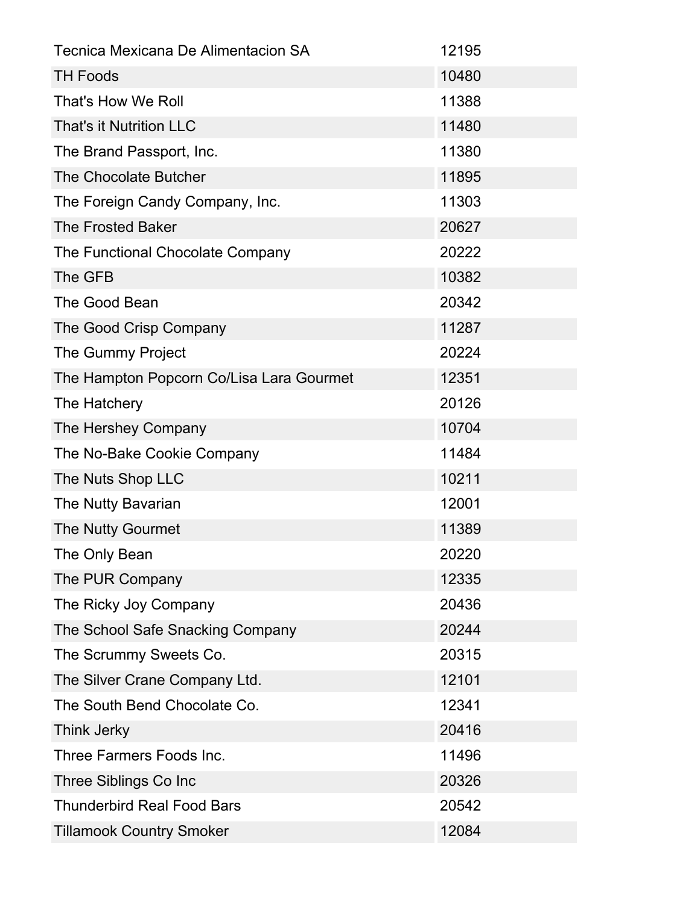| | |
|---|---|
| Tecnica Mexicana De Alimentacion SA | 12195 |
| TH Foods | 10480 |
| That's How We Roll | 11388 |
| That's it Nutrition LLC | 11480 |
| The Brand Passport, Inc. | 11380 |
| The Chocolate Butcher | 11895 |
| The Foreign Candy Company, Inc. | 11303 |
| The Frosted Baker | 20627 |
| The Functional Chocolate Company | 20222 |
| The GFB | 10382 |
| The Good Bean | 20342 |
| The Good Crisp Company | 11287 |
| The Gummy Project | 20224 |
| The Hampton Popcorn Co/Lisa Lara Gourmet | 12351 |
| The Hatchery | 20126 |
| The Hershey Company | 10704 |
| The No-Bake Cookie Company | 11484 |
| The Nuts Shop LLC | 10211 |
| The Nutty Bavarian | 12001 |
| The Nutty Gourmet | 11389 |
| The Only Bean | 20220 |
| The PUR Company | 12335 |
| The Ricky Joy Company | 20436 |
| The School Safe Snacking Company | 20244 |
| The Scrummy Sweets Co. | 20315 |
| The Silver Crane Company Ltd. | 12101 |
| The South Bend Chocolate Co. | 12341 |
| Think Jerky | 20416 |
| Three Farmers Foods Inc. | 11496 |
| Three Siblings Co Inc | 20326 |
| Thunderbird Real Food Bars | 20542 |
| Tillamook Country Smoker | 12084 |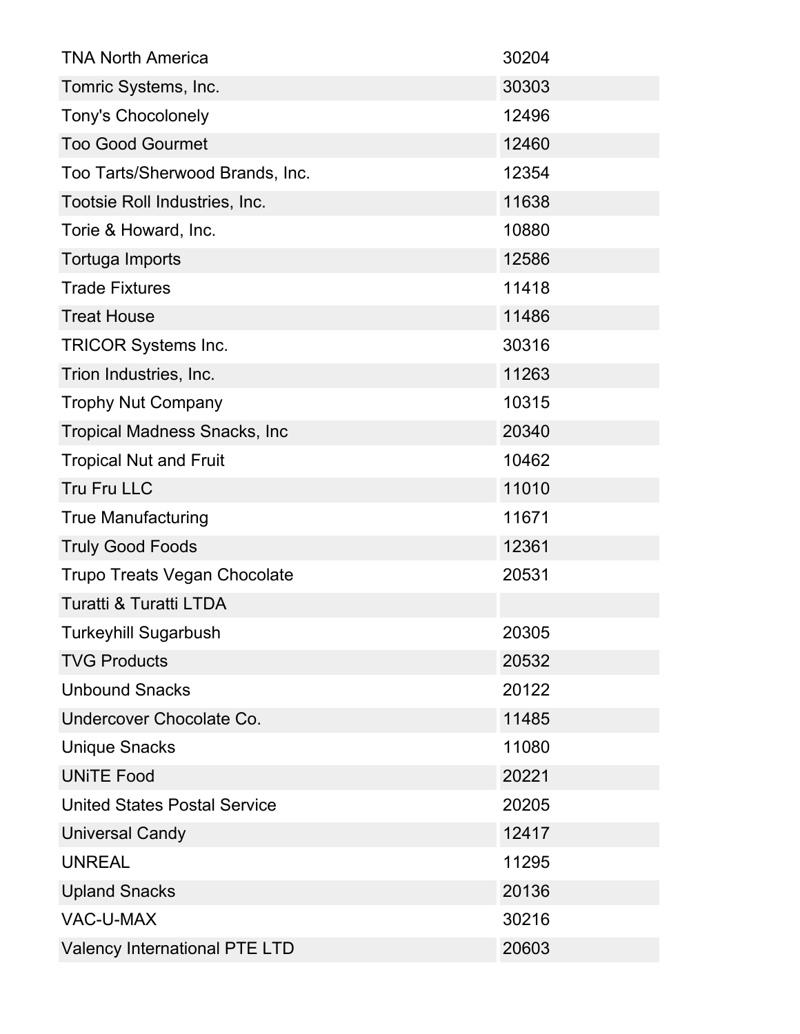| | |
|---|---|
| TNA North America | 30204 |
| Tomric Systems, Inc. | 30303 |
| Tony's Chocolonely | 12496 |
| Too Good Gourmet | 12460 |
| Too Tarts/Sherwood Brands, Inc. | 12354 |
| Tootsie Roll Industries, Inc. | 11638 |
| Torie & Howard, Inc. | 10880 |
| Tortuga Imports | 12586 |
| Trade Fixtures | 11418 |
| Treat House | 11486 |
| TRICOR Systems Inc. | 30316 |
| Trion Industries, Inc. | 11263 |
| Trophy Nut Company | 10315 |
| Tropical Madness Snacks, Inc | 20340 |
| Tropical Nut and Fruit | 10462 |
| Tru Fru LLC | 11010 |
| True Manufacturing | 11671 |
| Truly Good Foods | 12361 |
| Trupo Treats Vegan Chocolate | 20531 |
| Turatti & Turatti LTDA | |
| Turkeyhill Sugarbush | 20305 |
| TVG Products | 20532 |
| Unbound Snacks | 20122 |
| Undercover Chocolate Co. | 11485 |
| Unique Snacks | 11080 |
| UNiTE Food | 20221 |
| United States Postal Service | 20205 |
| Universal Candy | 12417 |
| UNREAL | 11295 |
| Upland Snacks | 20136 |
| VAC-U-MAX | 30216 |
| Valency International PTE LTD | 20603 |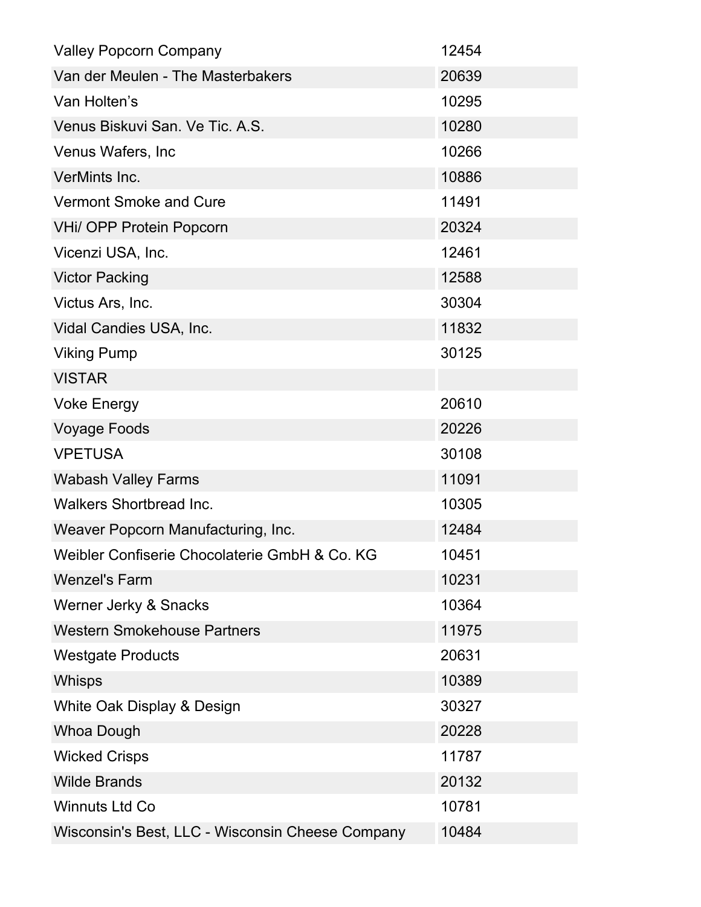| | |
|---|---|
| Valley Popcorn Company | 12454 |
| Van der Meulen - The Masterbakers | 20639 |
| Van Holten’s | 10295 |
| Venus Biskuvi San. Ve Tic. A.S. | 10280 |
| Venus Wafers, Inc | 10266 |
| VerMints Inc. | 10886 |
| Vermont Smoke and Cure | 11491 |
| VHi/ OPP Protein Popcorn | 20324 |
| Vicenzi USA, Inc. | 12461 |
| Victor Packing | 12588 |
| Victus Ars, Inc. | 30304 |
| Vidal Candies USA, Inc. | 11832 |
| Viking Pump | 30125 |
| VISTAR | |
| Voke Energy | 20610 |
| Voyage Foods | 20226 |
| VPETUSA | 30108 |
| Wabash Valley Farms | 11091 |
| Walkers Shortbread Inc. | 10305 |
| Weaver Popcorn Manufacturing, Inc. | 12484 |
| Weibler Confiserie Chocolaterie GmbH & Co. KG | 10451 |
| Wenzel's Farm | 10231 |
| Werner Jerky & Snacks | 10364 |
| Western Smokehouse Partners | 11975 |
| Westgate Products | 20631 |
| Whisps | 10389 |
| White Oak Display & Design | 30327 |
| Whoa Dough | 20228 |
| Wicked Crisps | 11787 |
| Wilde Brands | 20132 |
| Winnuts Ltd Co | 10781 |
| Wisconsin's Best, LLC - Wisconsin Cheese Company | 10484 |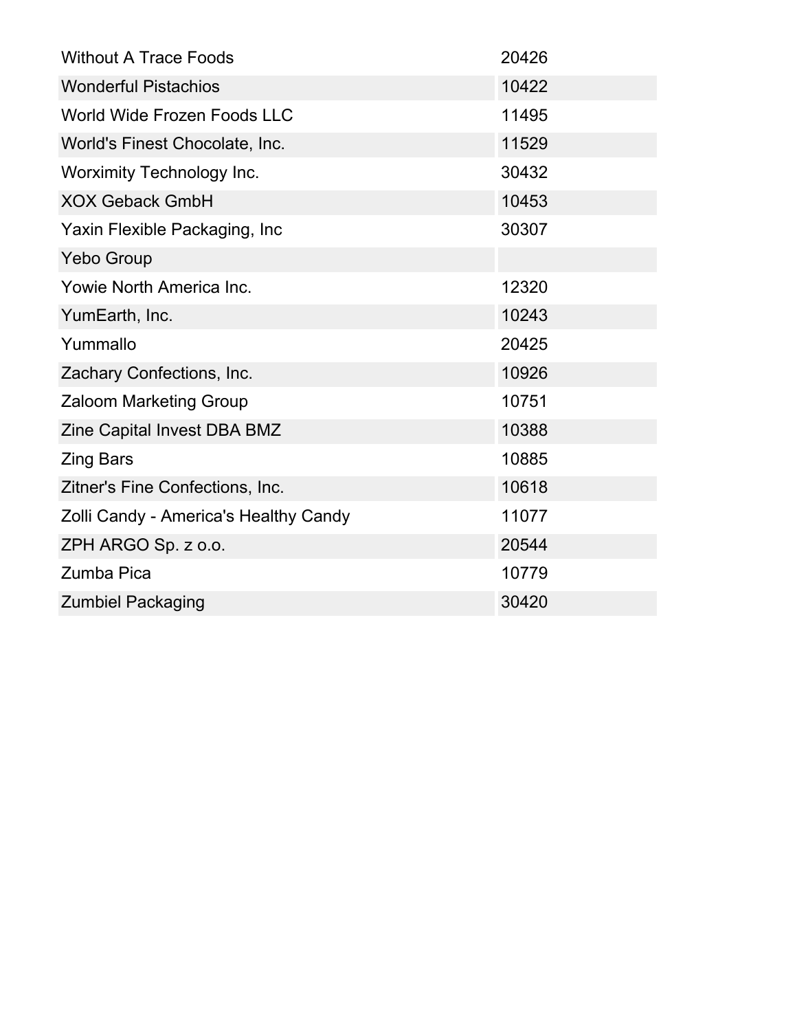| | |
|---|---|
| Without A Trace Foods | 20426 |
| Wonderful Pistachios | 10422 |
| World Wide Frozen Foods LLC | 11495 |
| World's Finest Chocolate, Inc. | 11529 |
| Worximity Technology Inc. | 30432 |
| XOX Geback GmbH | 10453 |
| Yaxin Flexible Packaging, Inc | 30307 |
| Yebo Group | |
| Yowie North America Inc. | 12320 |
| YumEarth, Inc. | 10243 |
| Yummallo | 20425 |
| Zachary Confections, Inc. | 10926 |
| Zaloom Marketing Group | 10751 |
| Zine Capital Invest DBA BMZ | 10388 |
| Zing Bars | 10885 |
| Zitner's Fine Confections, Inc. | 10618 |
| Zolli Candy - America's Healthy Candy | 11077 |
| ZPH ARGO Sp. z o.o. | 20544 |
| Zumba Pica | 10779 |
| Zumbiel Packaging | 30420 |